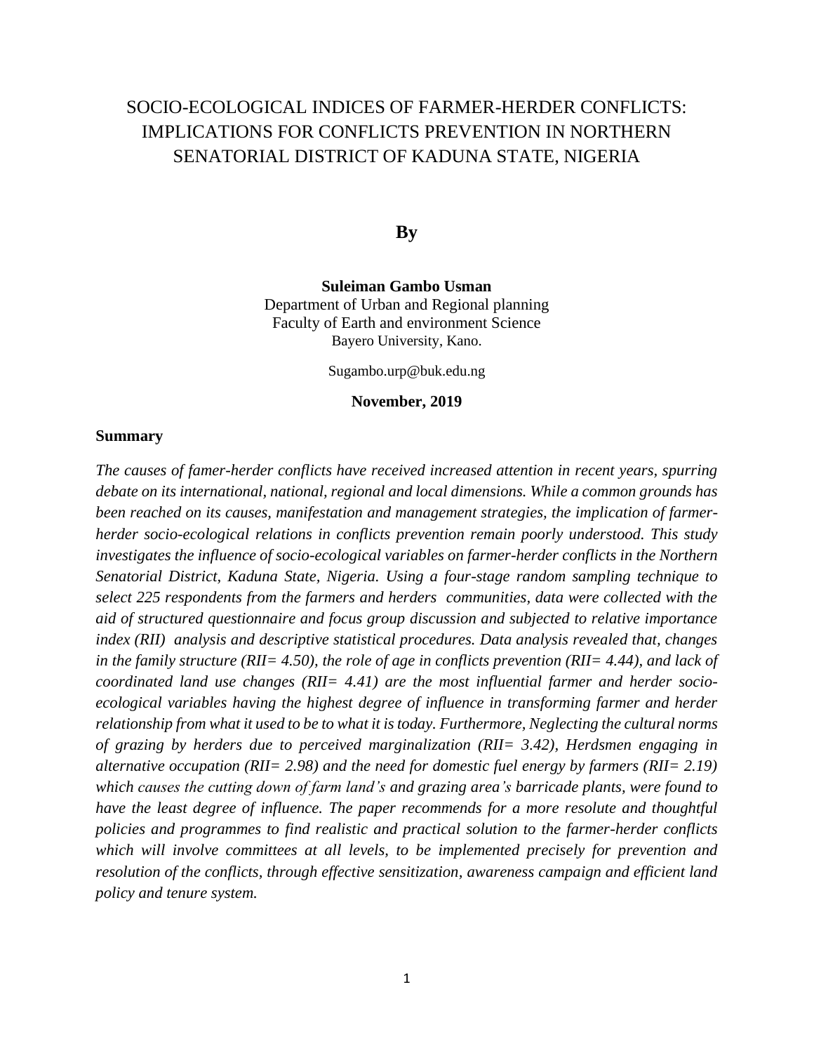# SOCIO-ECOLOGICAL INDICES OF FARMER-HERDER CONFLICTS: IMPLICATIONS FOR CONFLICTS PREVENTION IN NORTHERN SENATORIAL DISTRICT OF KADUNA STATE, NIGERIA

**By**

**Suleiman Gambo Usman**
Department of Urban and Regional planning
Faculty of Earth and environment Science
Bayero University, Kano.

Sugambo.urp@buk.edu.ng

**November, 2019**

## Summary

*The causes of famer-herder conflicts have received increased attention in recent years, spurring debate on its international, national, regional and local dimensions. While a common grounds has been reached on its causes, manifestation and management strategies, the implication of farmer-herder socio-ecological relations in conflicts prevention remain poorly understood. This study investigates the influence of socio-ecological variables on farmer-herder conflicts in the Northern Senatorial District, Kaduna State, Nigeria. Using a four-stage random sampling technique to select 225 respondents from the farmers and herders communities, data were collected with the aid of structured questionnaire and focus group discussion and subjected to relative importance index (RII) analysis and descriptive statistical procedures. Data analysis revealed that, changes in the family structure (RII= 4.50), the role of age in conflicts prevention (RII= 4.44), and lack of coordinated land use changes (RII= 4.41) are the most influential farmer and herder socio-ecological variables having the highest degree of influence in transforming farmer and herder relationship from what it used to be to what it is today. Furthermore, Neglecting the cultural norms of grazing by herders due to perceived marginalization (RII= 3.42), Herdsmen engaging in alternative occupation (RII= 2.98) and the need for domestic fuel energy by farmers (RII= 2.19) which causes the cutting down of farm land's and grazing area's barricade plants, were found to have the least degree of influence. The paper recommends for a more resolute and thoughtful policies and programmes to find realistic and practical solution to the farmer-herder conflicts which will involve committees at all levels, to be implemented precisely for prevention and resolution of the conflicts, through effective sensitization, awareness campaign and efficient land policy and tenure system.*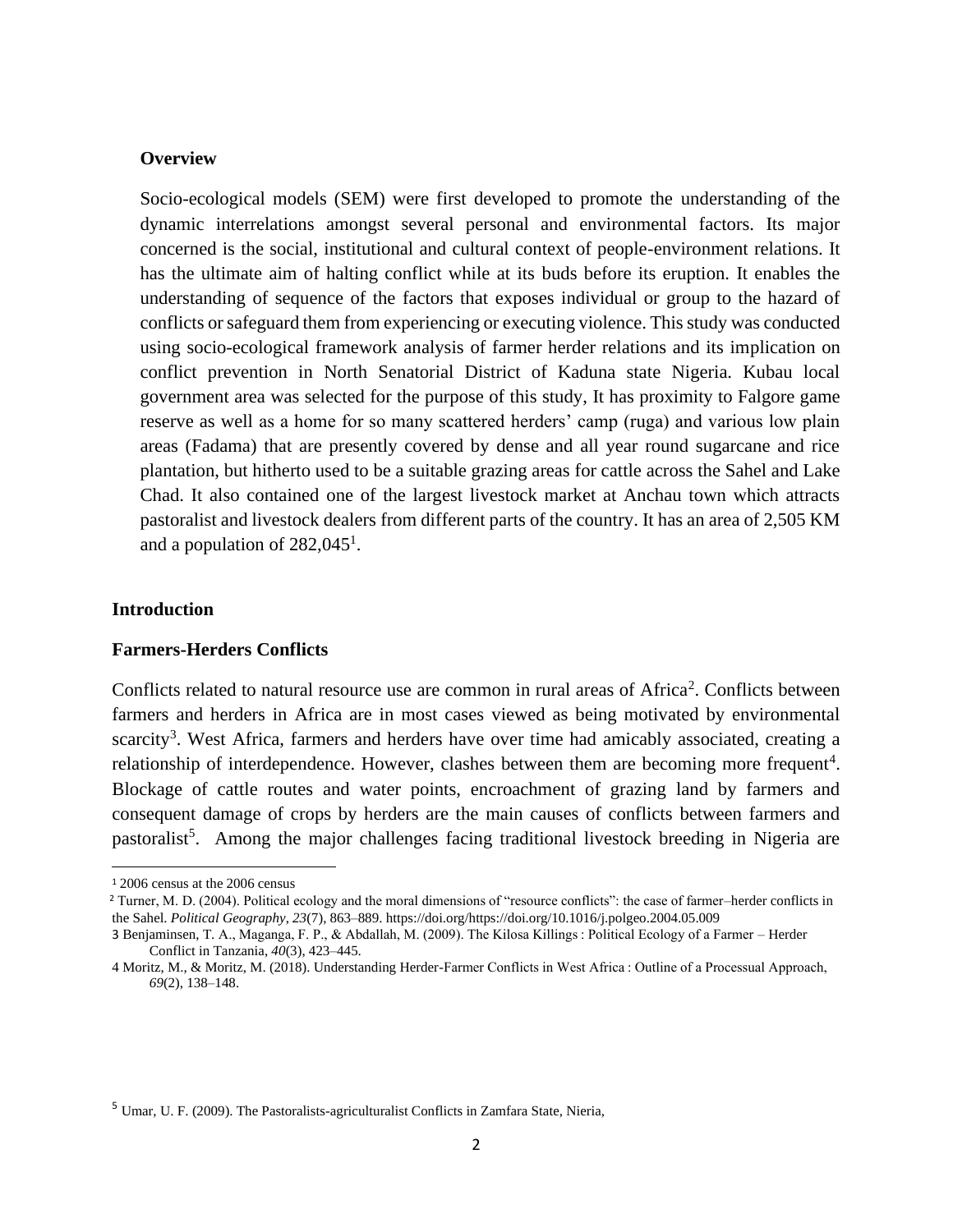**Overview**

Socio-ecological models (SEM) were first developed to promote the understanding of the dynamic interrelations amongst several personal and environmental factors. Its major concerned is the social, institutional and cultural context of people-environment relations. It has the ultimate aim of halting conflict while at its buds before its eruption. It enables the understanding of sequence of the factors that exposes individual or group to the hazard of conflicts or safeguard them from experiencing or executing violence. This study was conducted using socio-ecological framework analysis of farmer herder relations and its implication on conflict prevention in North Senatorial District of Kaduna state Nigeria. Kubau local government area was selected for the purpose of this study, It has proximity to Falgore game reserve as well as a home for so many scattered herders' camp (ruga) and various low plain areas (Fadama) that are presently covered by dense and all year round sugarcane and rice plantation, but hitherto used to be a suitable grazing areas for cattle across the Sahel and Lake Chad. It also contained one of the largest livestock market at Anchau town which attracts pastoralist and livestock dealers from different parts of the country. It has an area of 2,505 KM and a population of 282,045[1].

## Introduction

### Farmers-Herders Conflicts

Conflicts related to natural resource use are common in rural areas of Africa[2]. Conflicts between farmers and herders in Africa are in most cases viewed as being motivated by environmental scarcity[3]. West Africa, farmers and herders have over time had amicably associated, creating a relationship of interdependence. However, clashes between them are becoming more frequent[4]. Blockage of cattle routes and water points, encroachment of grazing land by farmers and consequent damage of crops by herders are the main causes of conflicts between farmers and pastoralist[5]. Among the major challenges facing traditional livestock breeding in Nigeria are

---

[1] 2006 census at the 2006 census

[2] Turner, M. D. (2004). Political ecology and the moral dimensions of "resource conflicts": the case of farmer–herder conflicts in the Sahel. *Political Geography*, *23*(7), 863–889. https://doi.org/https://doi.org/10.1016/j.polgeo.2004.05.009

[3] Benjaminsen, T. A., Maganga, F. P., & Abdallah, M. (2009). The Kilosa Killings : Political Ecology of a Farmer – Herder Conflict in Tanzania, *40*(3), 423–445.

[4] Moritz, M., & Moritz, M. (2018). Understanding Herder-Farmer Conflicts in West Africa : Outline of a Processual Approach, *69*(2), 138–148.

[5] Umar, U. F. (2009). The Pastoralists-agriculturalist Conflicts in Zamfara State, Nieria,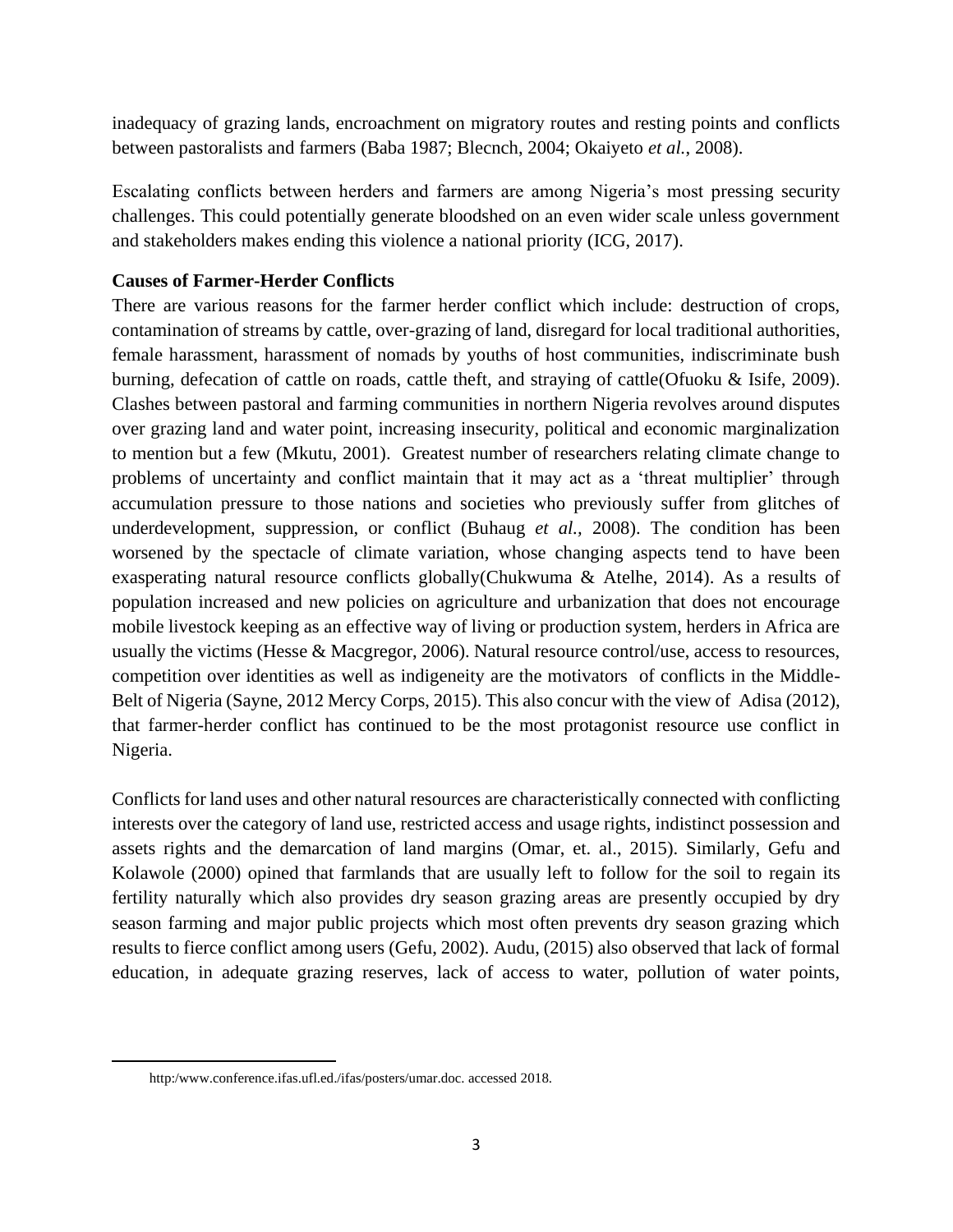inadequacy of grazing lands, encroachment on migratory routes and resting points and conflicts between pastoralists and farmers (Baba 1987; Blecnch, 2004; Okaiyeto *et al.*, 2008).

Escalating conflicts between herders and farmers are among Nigeria's most pressing security challenges. This could potentially generate bloodshed on an even wider scale unless government and stakeholders makes ending this violence a national priority (ICG, 2017).

**Causes of Farmer-Herder Conflicts**

There are various reasons for the farmer herder conflict which include: destruction of crops, contamination of streams by cattle, over-grazing of land, disregard for local traditional authorities, female harassment, harassment of nomads by youths of host communities, indiscriminate bush burning, defecation of cattle on roads, cattle theft, and straying of cattle(Ofuoku & Isife, 2009). Clashes between pastoral and farming communities in northern Nigeria revolves around disputes over grazing land and water point, increasing insecurity, political and economic marginalization to mention but a few (Mkutu, 2001). Greatest number of researchers relating climate change to problems of uncertainty and conflict maintain that it may act as a 'threat multiplier' through accumulation pressure to those nations and societies who previously suffer from glitches of underdevelopment, suppression, or conflict (Buhaug *et al.,* 2008). The condition has been worsened by the spectacle of climate variation, whose changing aspects tend to have been exasperating natural resource conflicts globally(Chukwuma & Atelhe, 2014). As a results of population increased and new policies on agriculture and urbanization that does not encourage mobile livestock keeping as an effective way of living or production system, herders in Africa are usually the victims (Hesse & Macgregor, 2006). Natural resource control/use, access to resources, competition over identities as well as indigeneity are the motivators of conflicts in the Middle-Belt of Nigeria (Sayne, 2012 Mercy Corps, 2015). This also concur with the view of Adisa (2012), that farmer-herder conflict has continued to be the most protagonist resource use conflict in Nigeria.

Conflicts for land uses and other natural resources are characteristically connected with conflicting interests over the category of land use, restricted access and usage rights, indistinct possession and assets rights and the demarcation of land margins (Omar, et. al., 2015). Similarly, Gefu and Kolawole (2000) opined that farmlands that are usually left to follow for the soil to regain its fertility naturally which also provides dry season grazing areas are presently occupied by dry season farming and major public projects which most often prevents dry season grazing which results to fierce conflict among users (Gefu, 2002). Audu, (2015) also observed that lack of formal education, in adequate grazing reserves, lack of access to water, pollution of water points,

---

http:/www.conference.ifas.ufl.ed./ifas/posters/umar.doc. accessed 2018.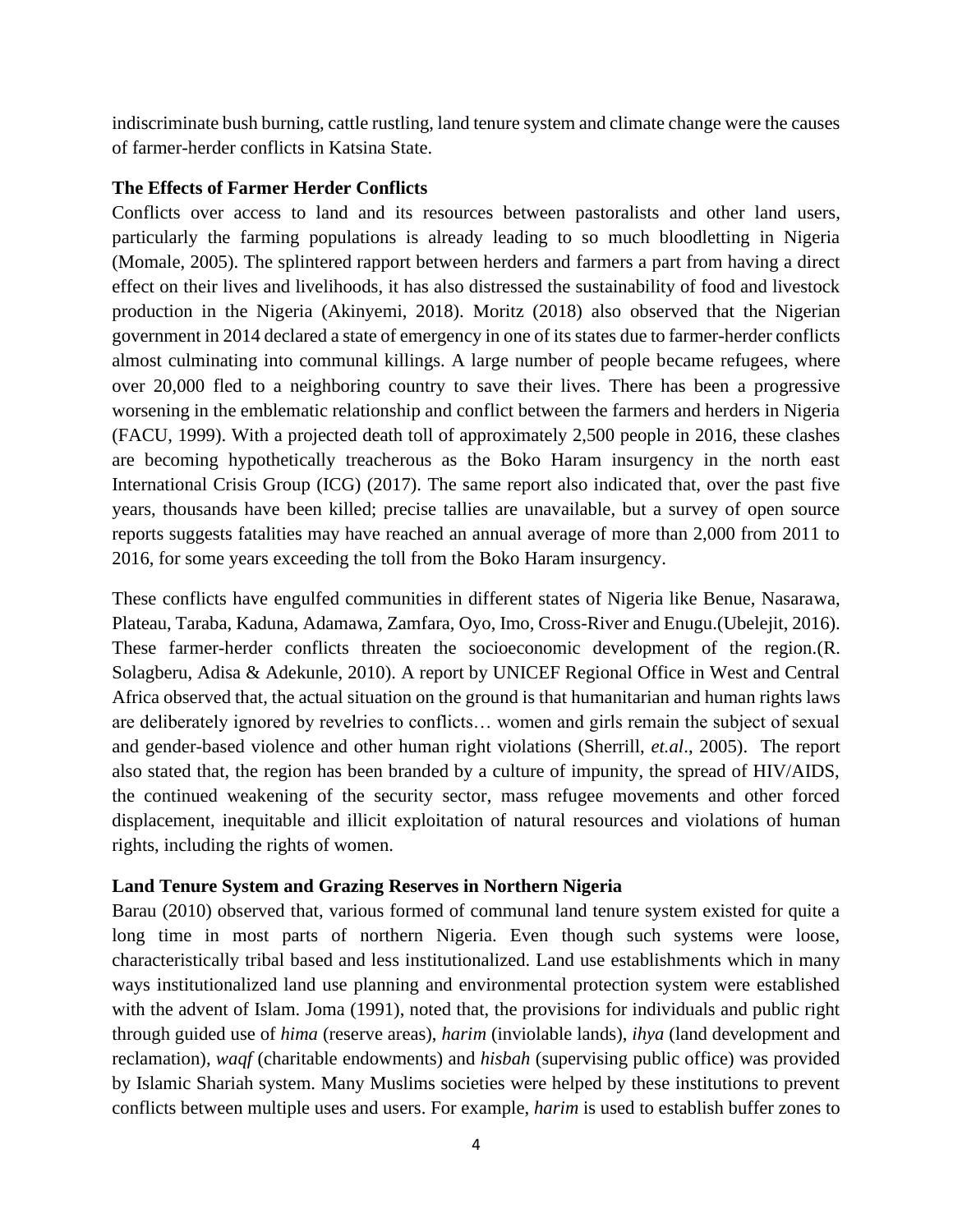indiscriminate bush burning, cattle rustling, land tenure system and climate change were the causes of farmer-herder conflicts in Katsina State.

**The Effects of Farmer Herder Conflicts**

Conflicts over access to land and its resources between pastoralists and other land users, particularly the farming populations is already leading to so much bloodletting in Nigeria (Momale, 2005). The splintered rapport between herders and farmers a part from having a direct effect on their lives and livelihoods, it has also distressed the sustainability of food and livestock production in the Nigeria (Akinyemi, 2018). Moritz (2018) also observed that the Nigerian government in 2014 declared a state of emergency in one of its states due to farmer-herder conflicts almost culminating into communal killings. A large number of people became refugees, where over 20,000 fled to a neighboring country to save their lives. There has been a progressive worsening in the emblematic relationship and conflict between the farmers and herders in Nigeria (FACU, 1999). With a projected death toll of approximately 2,500 people in 2016, these clashes are becoming hypothetically treacherous as the Boko Haram insurgency in the north east International Crisis Group (ICG) (2017). The same report also indicated that, over the past five years, thousands have been killed; precise tallies are unavailable, but a survey of open source reports suggests fatalities may have reached an annual average of more than 2,000 from 2011 to 2016, for some years exceeding the toll from the Boko Haram insurgency.

These conflicts have engulfed communities in different states of Nigeria like Benue, Nasarawa, Plateau, Taraba, Kaduna, Adamawa, Zamfara, Oyo, Imo, Cross-River and Enugu.(Ubelejit, 2016). These farmer-herder conflicts threaten the socioeconomic development of the region.(R. Solagberu, Adisa & Adekunle, 2010). A report by UNICEF Regional Office in West and Central Africa observed that, the actual situation on the ground is that humanitarian and human rights laws are deliberately ignored by revelries to conflicts… women and girls remain the subject of sexual and gender-based violence and other human right violations (Sherrill, *et.al*., 2005). The report also stated that, the region has been branded by a culture of impunity, the spread of HIV/AIDS, the continued weakening of the security sector, mass refugee movements and other forced displacement, inequitable and illicit exploitation of natural resources and violations of human rights, including the rights of women.

**Land Tenure System and Grazing Reserves in Northern Nigeria**

Barau (2010) observed that, various formed of communal land tenure system existed for quite a long time in most parts of northern Nigeria. Even though such systems were loose, characteristically tribal based and less institutionalized. Land use establishments which in many ways institutionalized land use planning and environmental protection system were established with the advent of Islam. Joma (1991), noted that, the provisions for individuals and public right through guided use of *hima* (reserve areas), *harim* (inviolable lands), *ihya* (land development and reclamation), *waqf* (charitable endowments) and *hisbah* (supervising public office) was provided by Islamic Shariah system. Many Muslims societies were helped by these institutions to prevent conflicts between multiple uses and users. For example, *harim* is used to establish buffer zones to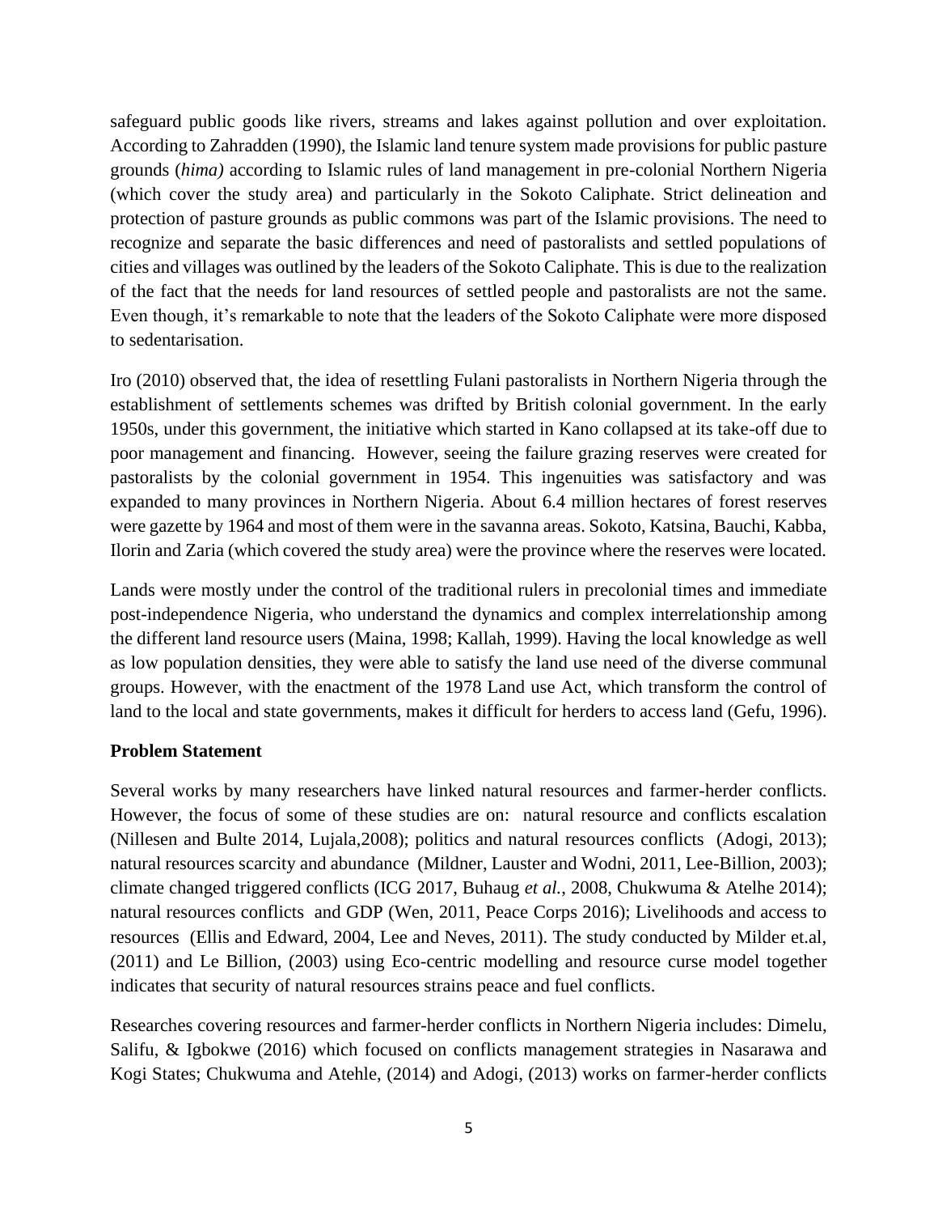safeguard public goods like rivers, streams and lakes against pollution and over exploitation. According to Zahradden (1990), the Islamic land tenure system made provisions for public pasture grounds (*hima)* according to Islamic rules of land management in pre-colonial Northern Nigeria (which cover the study area) and particularly in the Sokoto Caliphate. Strict delineation and protection of pasture grounds as public commons was part of the Islamic provisions. The need to recognize and separate the basic differences and need of pastoralists and settled populations of cities and villages was outlined by the leaders of the Sokoto Caliphate. This is due to the realization of the fact that the needs for land resources of settled people and pastoralists are not the same. Even though, it's remarkable to note that the leaders of the Sokoto Caliphate were more disposed to sedentarisation.

Iro (2010) observed that, the idea of resettling Fulani pastoralists in Northern Nigeria through the establishment of settlements schemes was drifted by British colonial government. In the early 1950s, under this government, the initiative which started in Kano collapsed at its take-off due to poor management and financing. However, seeing the failure grazing reserves were created for pastoralists by the colonial government in 1954. This ingenuities was satisfactory and was expanded to many provinces in Northern Nigeria. About 6.4 million hectares of forest reserves were gazette by 1964 and most of them were in the savanna areas. Sokoto, Katsina, Bauchi, Kabba, Ilorin and Zaria (which covered the study area) were the province where the reserves were located.

Lands were mostly under the control of the traditional rulers in precolonial times and immediate post-independence Nigeria, who understand the dynamics and complex interrelationship among the different land resource users (Maina, 1998; Kallah, 1999). Having the local knowledge as well as low population densities, they were able to satisfy the land use need of the diverse communal groups. However, with the enactment of the 1978 Land use Act, which transform the control of land to the local and state governments, makes it difficult for herders to access land (Gefu, 1996).

**Problem Statement**

Several works by many researchers have linked natural resources and farmer-herder conflicts. However, the focus of some of these studies are on: natural resource and conflicts escalation (Nillesen and Bulte 2014, Lujala,2008); politics and natural resources conflicts (Adogi, 2013); natural resources scarcity and abundance (Mildner, Lauster and Wodni, 2011, Lee-Billion, 2003); climate changed triggered conflicts (ICG 2017, Buhaug *et al.*, 2008, Chukwuma & Atelhe 2014); natural resources conflicts and GDP (Wen, 2011, Peace Corps 2016); Livelihoods and access to resources (Ellis and Edward, 2004, Lee and Neves, 2011). The study conducted by Milder et.al, (2011) and Le Billion, (2003) using Eco-centric modelling and resource curse model together indicates that security of natural resources strains peace and fuel conflicts.

Researches covering resources and farmer-herder conflicts in Northern Nigeria includes: Dimelu, Salifu, & Igbokwe (2016) which focused on conflicts management strategies in Nasarawa and Kogi States; Chukwuma and Atehle, (2014) and Adogi, (2013) works on farmer-herder conflicts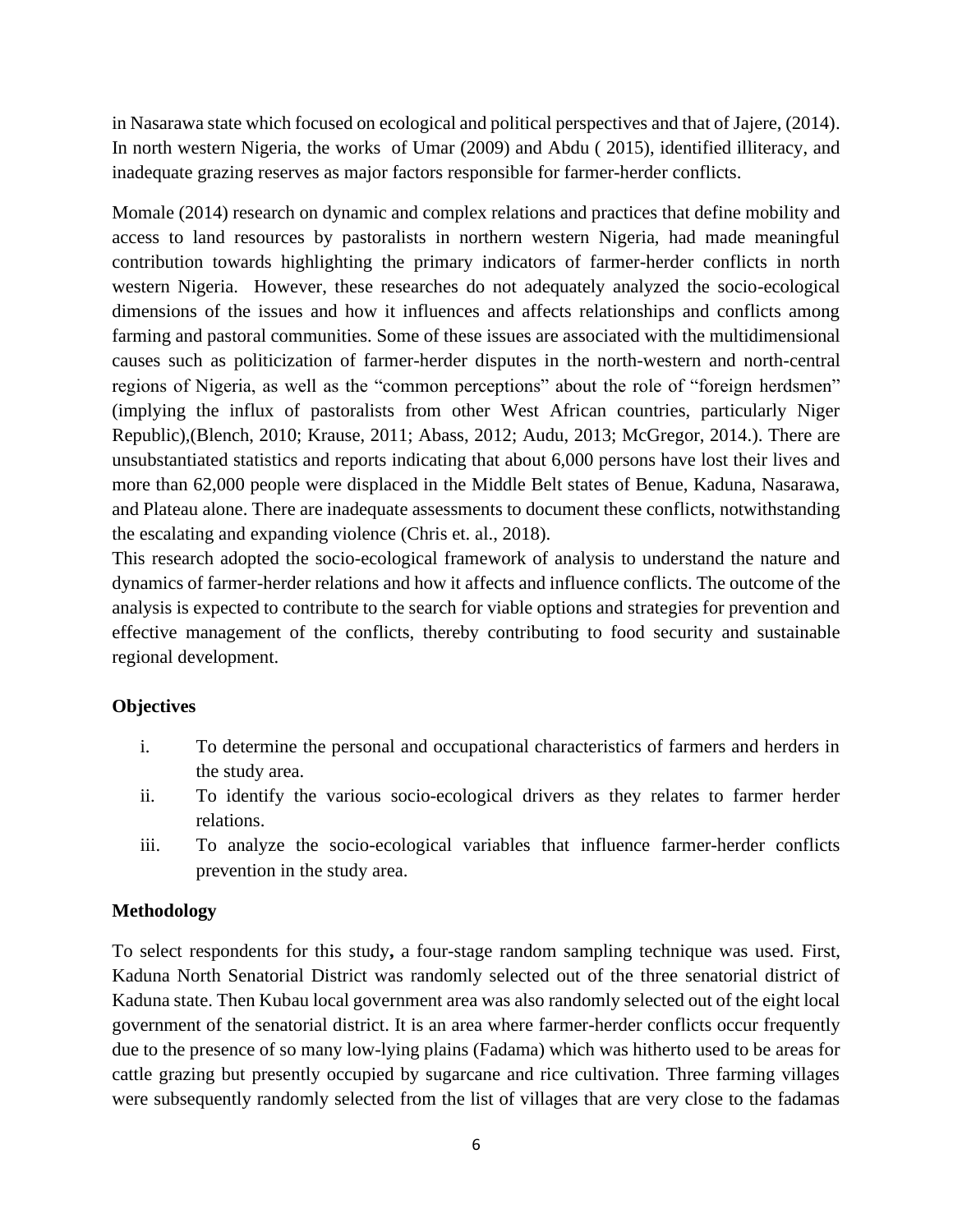in Nasarawa state which focused on ecological and political perspectives and that of Jajere, (2014). In north western Nigeria, the works of Umar (2009) and Abdu ( 2015), identified illiteracy, and inadequate grazing reserves as major factors responsible for farmer-herder conflicts.

Momale (2014) research on dynamic and complex relations and practices that define mobility and access to land resources by pastoralists in northern western Nigeria, had made meaningful contribution towards highlighting the primary indicators of farmer-herder conflicts in north western Nigeria. However, these researches do not adequately analyzed the socio-ecological dimensions of the issues and how it influences and affects relationships and conflicts among farming and pastoral communities. Some of these issues are associated with the multidimensional causes such as politicization of farmer-herder disputes in the north-western and north-central regions of Nigeria, as well as the "common perceptions" about the role of "foreign herdsmen" (implying the influx of pastoralists from other West African countries, particularly Niger Republic),(Blench, 2010; Krause, 2011; Abass, 2012; Audu, 2013; McGregor, 2014.). There are unsubstantiated statistics and reports indicating that about 6,000 persons have lost their lives and more than 62,000 people were displaced in the Middle Belt states of Benue, Kaduna, Nasarawa, and Plateau alone. There are inadequate assessments to document these conflicts, notwithstanding the escalating and expanding violence (Chris et. al., 2018).

This research adopted the socio-ecological framework of analysis to understand the nature and dynamics of farmer-herder relations and how it affects and influence conflicts. The outcome of the analysis is expected to contribute to the search for viable options and strategies for prevention and effective management of the conflicts, thereby contributing to food security and sustainable regional development.

**Objectives**

i. To determine the personal and occupational characteristics of farmers and herders in the study area.
ii. To identify the various socio-ecological drivers as they relates to farmer herder relations.
iii. To analyze the socio-ecological variables that influence farmer-herder conflicts prevention in the study area.

**Methodology**

To select respondents for this study**,** a four-stage random sampling technique was used. First, Kaduna North Senatorial District was randomly selected out of the three senatorial district of Kaduna state. Then Kubau local government area was also randomly selected out of the eight local government of the senatorial district. It is an area where farmer-herder conflicts occur frequently due to the presence of so many low-lying plains (Fadama) which was hitherto used to be areas for cattle grazing but presently occupied by sugarcane and rice cultivation. Three farming villages were subsequently randomly selected from the list of villages that are very close to the fadamas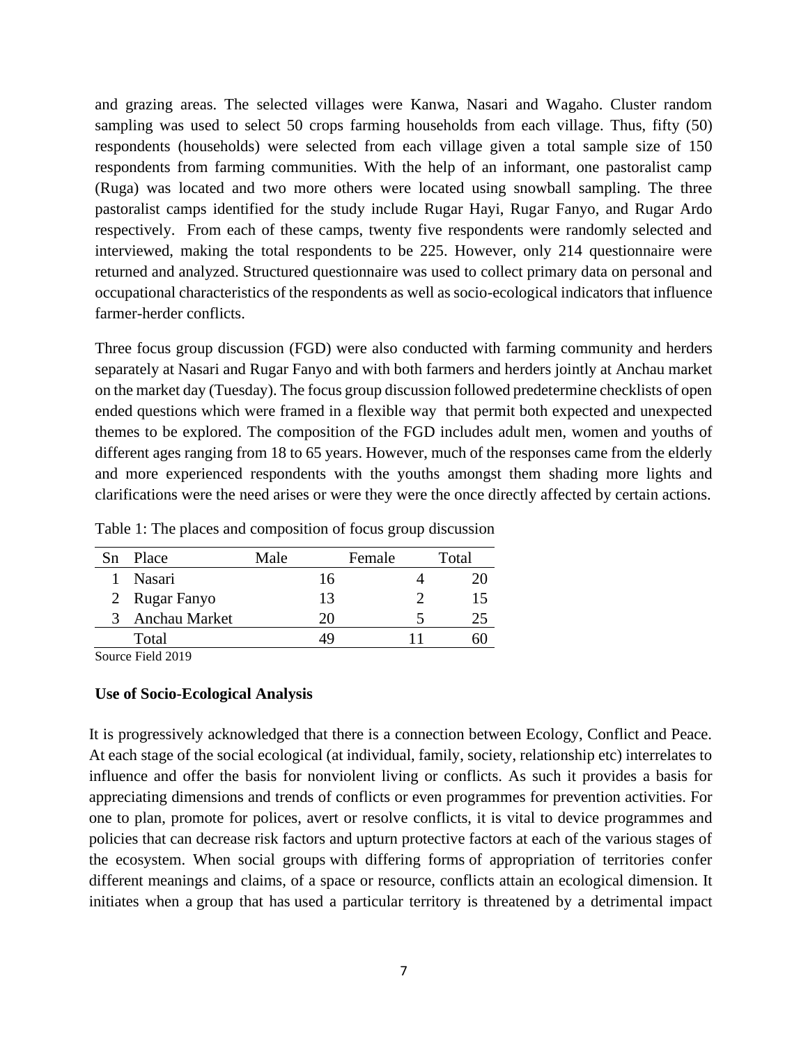and grazing areas. The selected villages were Kanwa, Nasari and Wagaho. Cluster random sampling was used to select 50 crops farming households from each village. Thus, fifty (50) respondents (households) were selected from each village given a total sample size of 150 respondents from farming communities. With the help of an informant, one pastoralist camp (Ruga) was located and two more others were located using snowball sampling. The three pastoralist camps identified for the study include Rugar Hayi, Rugar Fanyo, and Rugar Ardo respectively. From each of these camps, twenty five respondents were randomly selected and interviewed, making the total respondents to be 225. However, only 214 questionnaire were returned and analyzed. Structured questionnaire was used to collect primary data on personal and occupational characteristics of the respondents as well as socio-ecological indicators that influence farmer-herder conflicts.

Three focus group discussion (FGD) were also conducted with farming community and herders separately at Nasari and Rugar Fanyo and with both farmers and herders jointly at Anchau market on the market day (Tuesday). The focus group discussion followed predetermine checklists of open ended questions which were framed in a flexible way that permit both expected and unexpected themes to be explored. The composition of the FGD includes adult men, women and youths of different ages ranging from 18 to 65 years. However, much of the responses came from the elderly and more experienced respondents with the youths amongst them shading more lights and clarifications were the need arises or were they were the once directly affected by certain actions.

Table 1: The places and composition of focus group discussion

| Sn | Place | Male | Female | Total |
|---|---|---|---|---|
| 1 | Nasari | 16 | 4 | 20 |
| 2 | Rugar Fanyo | 13 | 2 | 15 |
| 3 | Anchau Market | 20 | 5 | 25 |
| | Total | 49 | 11 | 60 |

Source Field 2019

**Use of Socio-Ecological Analysis**

It is progressively acknowledged that there is a connection between Ecology, Conflict and Peace. At each stage of the social ecological (at individual, family, society, relationship etc) interrelates to influence and offer the basis for nonviolent living or conflicts. As such it provides a basis for appreciating dimensions and trends of conflicts or even programmes for prevention activities. For one to plan, promote for polices, avert or resolve conflicts, it is vital to device programmes and policies that can decrease risk factors and upturn protective factors at each of the various stages of the ecosystem. When social groups with differing forms of appropriation of territories confer different meanings and claims, of a space or resource, conflicts attain an ecological dimension. It initiates when a group that has used a particular territory is threatened by a detrimental impact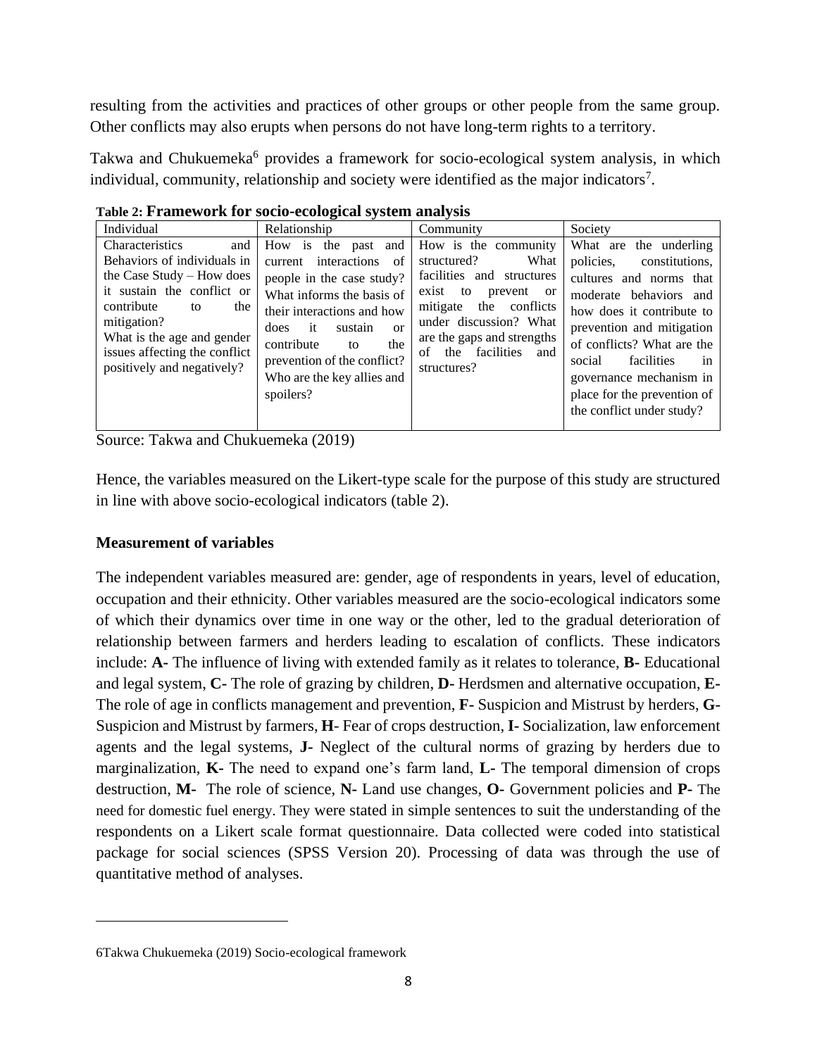resulting from the activities and practices of other groups or other people from the same group. Other conflicts may also erupts when persons do not have long-term rights to a territory.

Takwa and Chukuemeka[6] provides a framework for socio-ecological system analysis, in which individual, community, relationship and society were identified as the major indicators[7].

**Table 2: Framework for socio-ecological system analysis**

| Individual | Relationship | Community | Society |
|---|---|---|---|
| Characteristics and Behaviors of individuals in the Case Study – How does it sustain the conflict or contribute to the mitigation? What is the age and gender issues affecting the conflict positively and negatively? | How is the past and current interactions of people in the case study? What informs the basis of their interactions and how does it sustain or contribute to the prevention of the conflict? Who are the key allies and spoilers? | How is the community structured? What facilities and structures exist to prevent or mitigate the conflicts under discussion? What are the gaps and strengths of the facilities and structures? | What are the underling policies, constitutions, cultures and norms that moderate behaviors and how does it contribute to prevention and mitigation of conflicts? What are the social facilities in governance mechanism in place for the prevention of the conflict under study? |

Source: Takwa and Chukuemeka (2019)

Hence, the variables measured on the Likert-type scale for the purpose of this study are structured in line with above socio-ecological indicators (table 2).

### Measurement of variables

The independent variables measured are: gender, age of respondents in years, level of education, occupation and their ethnicity. Other variables measured are the socio-ecological indicators some of which their dynamics over time in one way or the other, led to the gradual deterioration of relationship between farmers and herders leading to escalation of conflicts. These indicators include: **A-** The influence of living with extended family as it relates to tolerance, **B-** Educational and legal system, **C-** The role of grazing by children, **D-** Herdsmen and alternative occupation, **E-** The role of age in conflicts management and prevention, **F-** Suspicion and Mistrust by herders, **G-** Suspicion and Mistrust by farmers, **H-** Fear of crops destruction, **I-** Socialization, law enforcement agents and the legal systems, **J-** Neglect of the cultural norms of grazing by herders due to marginalization, **K-** The need to expand one's farm land, **L-** The temporal dimension of crops destruction, **M-** The role of science, **N-** Land use changes, **O-** Government policies and **P-** The need for domestic fuel energy. They were stated in simple sentences to suit the understanding of the respondents on a Likert scale format questionnaire. Data collected were coded into statistical package for social sciences (SPSS Version 20). Processing of data was through the use of quantitative method of analyses.

---

6Takwa Chukuemeka (2019) Socio-ecological framework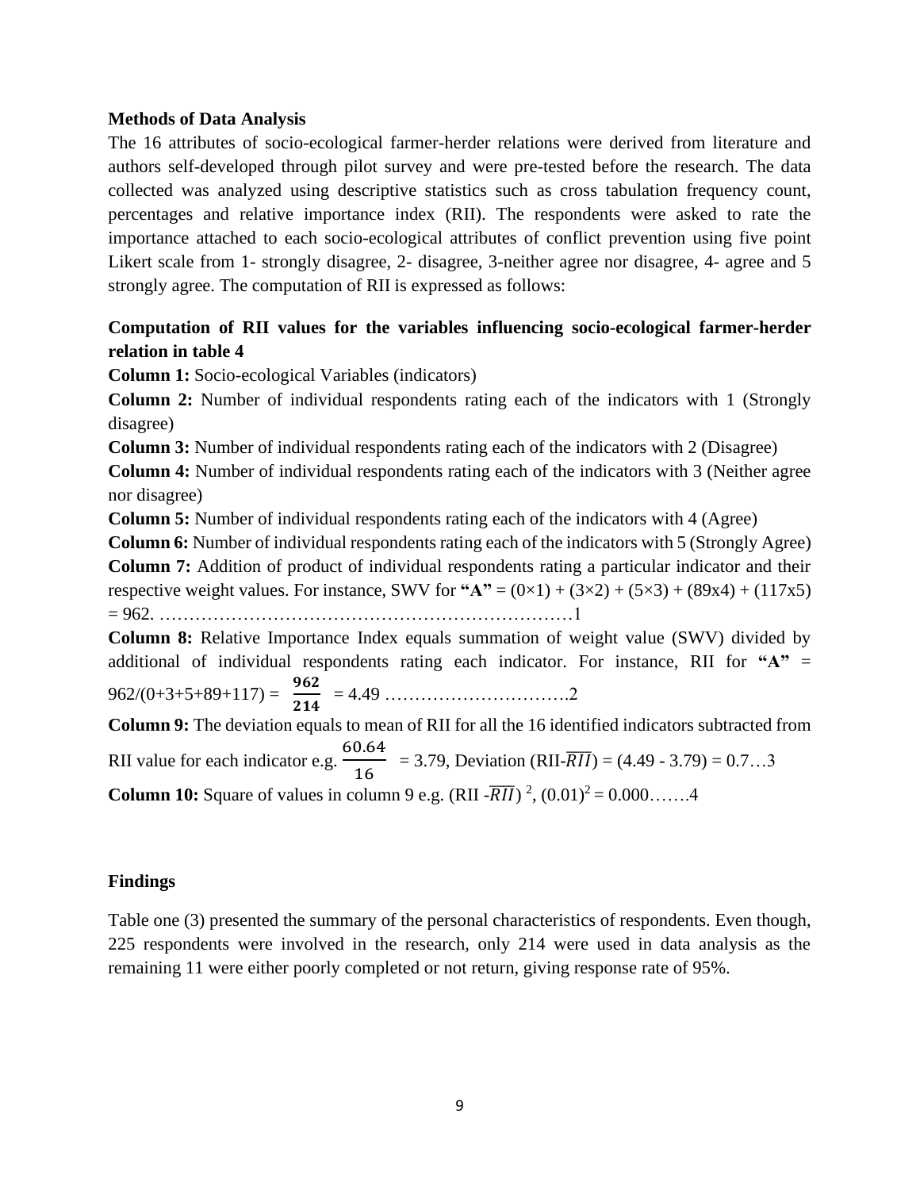**Methods of Data Analysis**

The 16 attributes of socio-ecological farmer-herder relations were derived from literature and authors self-developed through pilot survey and were pre-tested before the research. The data collected was analyzed using descriptive statistics such as cross tabulation frequency count, percentages and relative importance index (RII). The respondents were asked to rate the importance attached to each socio-ecological attributes of conflict prevention using five point Likert scale from 1- strongly disagree, 2- disagree, 3-neither agree nor disagree, 4- agree and 5 strongly agree. The computation of RII is expressed as follows:

**Computation of RII values for the variables influencing socio-ecological farmer-herder relation in table 4**

**Column 1:** Socio-ecological Variables (indicators)

**Column 2:** Number of individual respondents rating each of the indicators with 1 (Strongly disagree)

**Column 3:** Number of individual respondents rating each of the indicators with 2 (Disagree)

**Column 4:** Number of individual respondents rating each of the indicators with 3 (Neither agree nor disagree)

**Column 5:** Number of individual respondents rating each of the indicators with 4 (Agree)

**Column 6:** Number of individual respondents rating each of the indicators with 5 (Strongly Agree)

**Column 7:** Addition of product of individual respondents rating a particular indicator and their respective weight values. For instance, SWV for **"A"** = $(0\times1) + (3\times2) + (5\times3) + (89\text{x}4) + (117\text{x}5) = 962$. ……………………………………………………………1

**Column 8:** Relative Importance Index equals summation of weight value (SWV) divided by additional of individual respondents rating each indicator. For instance, RII for **"A"** = $962/(0+3+5+89+117) = \frac{\mathbf{962}}{\mathbf{214}} = 4.49$ ………………………….2

**Column 9:** The deviation equals to mean of RII for all the 16 identified indicators subtracted from RII value for each indicator e.g. $\frac{60.64}{16} = 3.79$, Deviation $(\text{RII-}\overline{RII}) = (4.49 - 3.79) = 0.7$…3

**Column 10:** Square of values in column 9 e.g. $(\text{RII -}\overline{RII})^2$, $(0.01)^2 = 0.000$…….4

**Findings**

Table one (3) presented the summary of the personal characteristics of respondents. Even though, 225 respondents were involved in the research, only 214 were used in data analysis as the remaining 11 were either poorly completed or not return, giving response rate of 95%.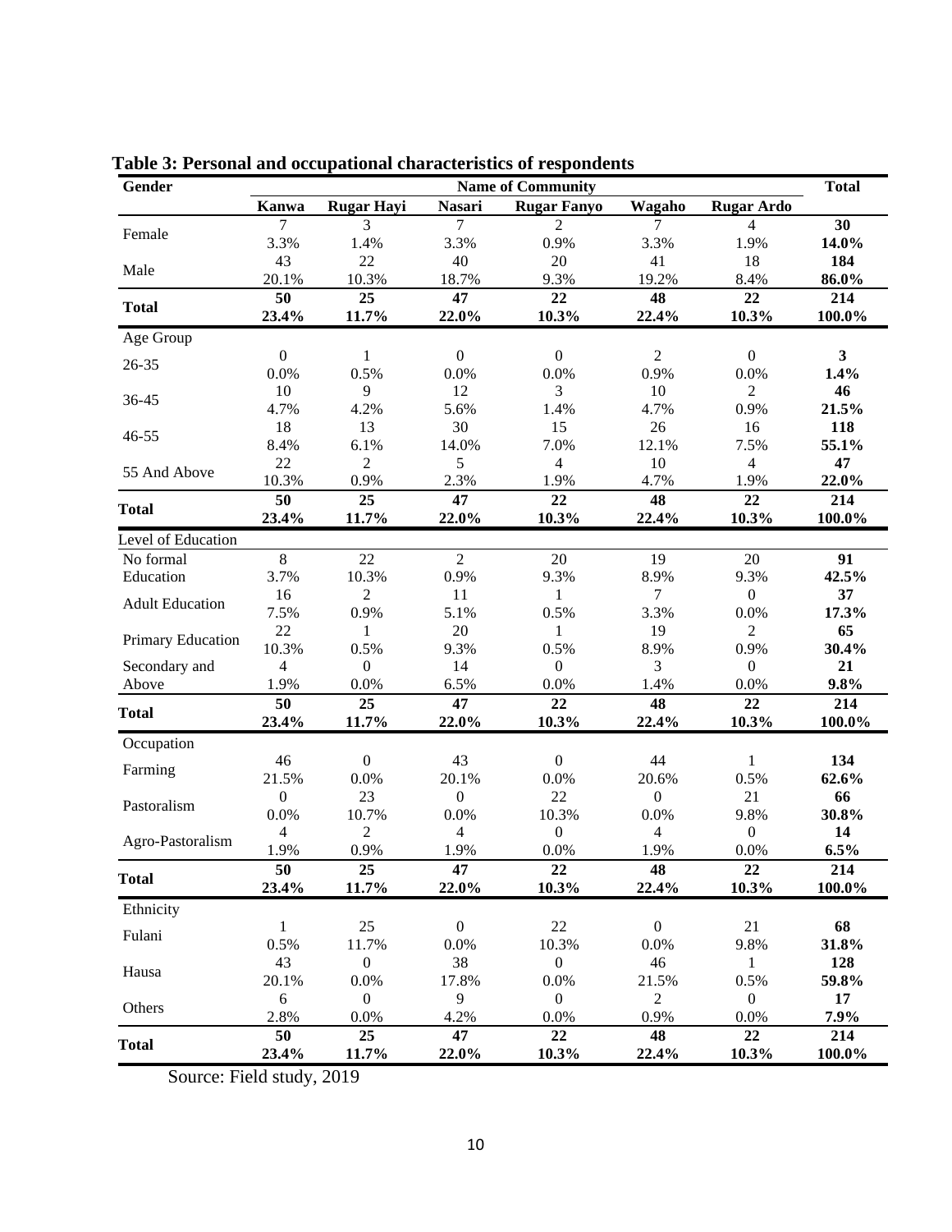**Table 3: Personal and occupational characteristics of respondents**

| Gender | Name of Community | | | | | | Total |
|---|---|---|---|---|---|---|---|
| | Kanwa | Rugar Hayi | Nasari | Rugar Fanyo | Wagaho | Rugar Ardo | |
| Female | 7<br>3.3% | 3<br>1.4% | 7<br>3.3% | 2<br>0.9% | 7<br>3.3% | 4<br>1.9% | **30**<br>**14.0%** |
| Male | 43<br>20.1% | 22<br>10.3% | 40<br>18.7% | 20<br>9.3% | 41<br>19.2% | 18<br>8.4% | **184**<br>**86.0%** |
| **Total** | **50**<br>**23.4%** | **25**<br>**11.7%** | **47**<br>**22.0%** | **22**<br>**10.3%** | **48**<br>**22.4%** | **22**<br>**10.3%** | **214**<br>**100.0%** |
| Age Group | | | | | | | |
| 26-35 | 0<br>0.0% | 1<br>0.5% | 0<br>0.0% | 0<br>0.0% | 2<br>0.9% | 0<br>0.0% | **3**<br>**1.4%** |
| 36-45 | 10<br>4.7% | 9<br>4.2% | 12<br>5.6% | 3<br>1.4% | 10<br>4.7% | 2<br>0.9% | **46**<br>**21.5%** |
| 46-55 | 18<br>8.4% | 13<br>6.1% | 30<br>14.0% | 15<br>7.0% | 26<br>12.1% | 16<br>7.5% | **118**<br>**55.1%** |
| 55 And Above | 22<br>10.3% | 2<br>0.9% | 5<br>2.3% | 4<br>1.9% | 10<br>4.7% | 4<br>1.9% | **47**<br>**22.0%** |
| **Total** | **50**<br>**23.4%** | **25**<br>**11.7%** | **47**<br>**22.0%** | **22**<br>**10.3%** | **48**<br>**22.4%** | **22**<br>**10.3%** | **214**<br>**100.0%** |
| Level of Education | | | | | | | |
| No formal Education | 8<br>3.7% | 22<br>10.3% | 2<br>0.9% | 20<br>9.3% | 19<br>8.9% | 20<br>9.3% | **91**<br>**42.5%** |
| Adult Education | 16<br>7.5% | 2<br>0.9% | 11<br>5.1% | 1<br>0.5% | 7<br>3.3% | 0<br>0.0% | **37**<br>**17.3%** |
| Primary Education | 22<br>10.3% | 1<br>0.5% | 20<br>9.3% | 1<br>0.5% | 19<br>8.9% | 2<br>0.9% | **65**<br>**30.4%** |
| Secondary and Above | 4<br>1.9% | 0<br>0.0% | 14<br>6.5% | 0<br>0.0% | 3<br>1.4% | 0<br>0.0% | **21**<br>**9.8%** |
| **Total** | **50**<br>**23.4%** | **25**<br>**11.7%** | **47**<br>**22.0%** | **22**<br>**10.3%** | **48**<br>**22.4%** | **22**<br>**10.3%** | **214**<br>**100.0%** |
| Occupation | | | | | | | |
| Farming | 46<br>21.5% | 0<br>0.0% | 43<br>20.1% | 0<br>0.0% | 44<br>20.6% | 1<br>0.5% | **134**<br>**62.6%** |
| Pastoralism | 0<br>0.0% | 23<br>10.7% | 0<br>0.0% | 22<br>10.3% | 0<br>0.0% | 21<br>9.8% | **66**<br>**30.8%** |
| Agro-Pastoralism | 4<br>1.9% | 2<br>0.9% | 4<br>1.9% | 0<br>0.0% | 4<br>1.9% | 0<br>0.0% | **14**<br>**6.5%** |
| **Total** | **50**<br>**23.4%** | **25**<br>**11.7%** | **47**<br>**22.0%** | **22**<br>**10.3%** | **48**<br>**22.4%** | **22**<br>**10.3%** | **214**<br>**100.0%** |
| Ethnicity | | | | | | | |
| Fulani | 1<br>0.5% | 25<br>11.7% | 0<br>0.0% | 22<br>10.3% | 0<br>0.0% | 21<br>9.8% | **68**<br>**31.8%** |
| Hausa | 43<br>20.1% | 0<br>0.0% | 38<br>17.8% | 0<br>0.0% | 46<br>21.5% | 1<br>0.5% | **128**<br>**59.8%** |
| Others | 6<br>2.8% | 0<br>0.0% | 9<br>4.2% | 0<br>0.0% | 2<br>0.9% | 0<br>0.0% | **17**<br>**7.9%** |
| **Total** | **50**<br>**23.4%** | **25**<br>**11.7%** | **47**<br>**22.0%** | **22**<br>**10.3%** | **48**<br>**22.4%** | **22**<br>**10.3%** | **214**<br>**100.0%** |

Source: Field study, 2019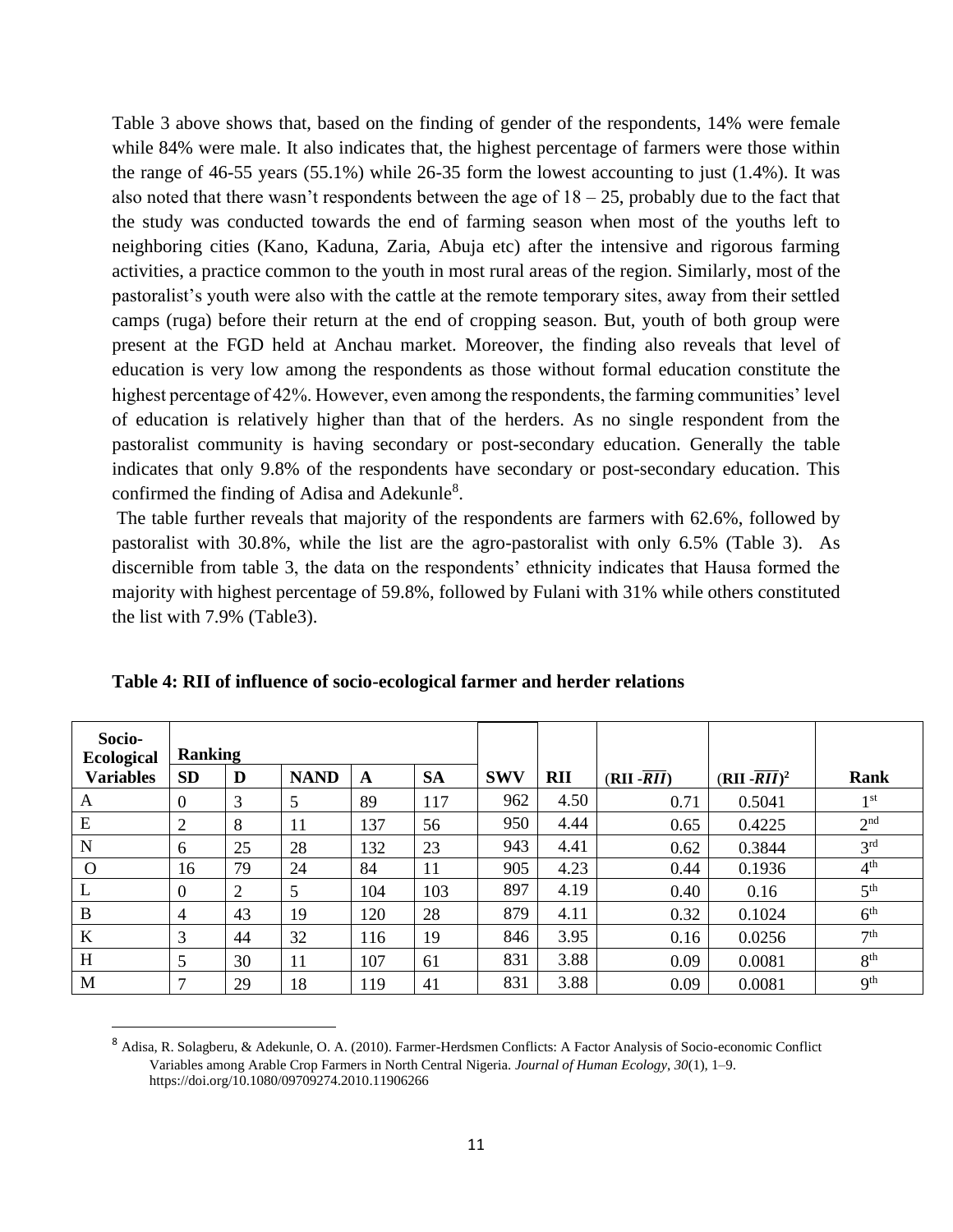Table 3 above shows that, based on the finding of gender of the respondents, 14% were female while 84% were male. It also indicates that, the highest percentage of farmers were those within the range of 46-55 years (55.1%) while 26-35 form the lowest accounting to just (1.4%). It was also noted that there wasn't respondents between the age of 18 – 25, probably due to the fact that the study was conducted towards the end of farming season when most of the youths left to neighboring cities (Kano, Kaduna, Zaria, Abuja etc) after the intensive and rigorous farming activities, a practice common to the youth in most rural areas of the region. Similarly, most of the pastoralist's youth were also with the cattle at the remote temporary sites, away from their settled camps (ruga) before their return at the end of cropping season. But, youth of both group were present at the FGD held at Anchau market. Moreover, the finding also reveals that level of education is very low among the respondents as those without formal education constitute the highest percentage of 42%. However, even among the respondents, the farming communities' level of education is relatively higher than that of the herders. As no single respondent from the pastoralist community is having secondary or post-secondary education. Generally the table indicates that only 9.8% of the respondents have secondary or post-secondary education. This confirmed the finding of Adisa and Adekunle[8].

The table further reveals that majority of the respondents are farmers with 62.6%, followed by pastoralist with 30.8%, while the list are the agro-pastoralist with only 6.5% (Table 3). As discernible from table 3, the data on the respondents' ethnicity indicates that Hausa formed the majority with highest percentage of 59.8%, followed by Fulani with 31% while others constituted the list with 7.9% (Table3).

**Table 4: RII of influence of socio-ecological farmer and herder relations**

| Socio-Ecological | Ranking | | | | | | | | | |
|---|---|---|---|---|---|---|---|---|---|---|
| **Variables** | **SD** | **D** | **NAND** | **A** | **SA** | **SWV** | **RII** | **(RII -** $\overline{RII}$**)** | **(RII -** $\overline{RII}$**)**$^2$ | **Rank** |
| A | 0 | 3 | 5 | 89 | 117 | 962 | 4.50 | 0.71 | 0.5041 | 1st |
| E | 2 | 8 | 11 | 137 | 56 | 950 | 4.44 | 0.65 | 0.4225 | 2nd |
| N | 6 | 25 | 28 | 132 | 23 | 943 | 4.41 | 0.62 | 0.3844 | 3rd |
| O | 16 | 79 | 24 | 84 | 11 | 905 | 4.23 | 0.44 | 0.1936 | 4th |
| L | 0 | 2 | 5 | 104 | 103 | 897 | 4.19 | 0.40 | 0.16 | 5th |
| B | 4 | 43 | 19 | 120 | 28 | 879 | 4.11 | 0.32 | 0.1024 | 6th |
| K | 3 | 44 | 32 | 116 | 19 | 846 | 3.95 | 0.16 | 0.0256 | 7th |
| H | 5 | 30 | 11 | 107 | 61 | 831 | 3.88 | 0.09 | 0.0081 | 8th |
| M | 7 | 29 | 18 | 119 | 41 | 831 | 3.88 | 0.09 | 0.0081 | 9th |

[8] Adisa, R. Solagberu, & Adekunle, O. A. (2010). Farmer-Herdsmen Conflicts: A Factor Analysis of Socio-economic Conflict Variables among Arable Crop Farmers in North Central Nigeria. *Journal of Human Ecology*, *30*(1), 1–9. https://doi.org/10.1080/09709274.2010.11906266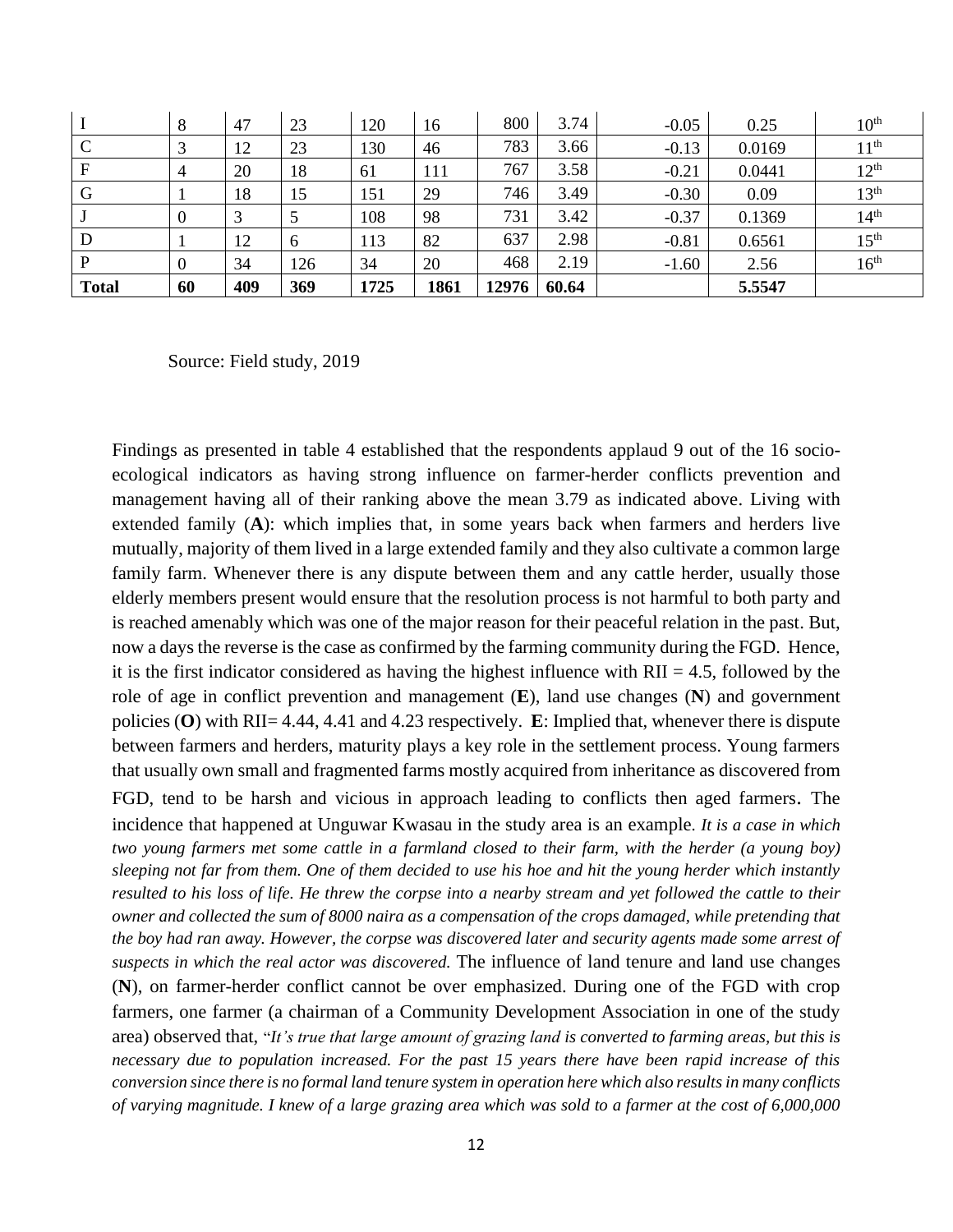| | | | | | | | | | | |
|---|---|---|---|---|---|---|---|---|---|---|
| I | 8 | 47 | 23 | 120 | 16 | 800 | 3.74 | -0.05 | 0.25 | 10th |
| C | 3 | 12 | 23 | 130 | 46 | 783 | 3.66 | -0.13 | 0.0169 | 11th |
| F | 4 | 20 | 18 | 61 | 111 | 767 | 3.58 | -0.21 | 0.0441 | 12th |
| G | 1 | 18 | 15 | 151 | 29 | 746 | 3.49 | -0.30 | 0.09 | 13th |
| J | 0 | 3 | 5 | 108 | 98 | 731 | 3.42 | -0.37 | 0.1369 | 14th |
| D | 1 | 12 | 6 | 113 | 82 | 637 | 2.98 | -0.81 | 0.6561 | 15th |
| P | 0 | 34 | 126 | 34 | 20 | 468 | 2.19 | -1.60 | 2.56 | 16th |
| **Total** | **60** | **409** | **369** | **1725** | **1861** | **12976** | **60.64** | | **5.5547** | |

Source: Field study, 2019

Findings as presented in table 4 established that the respondents applaud 9 out of the 16 socio-ecological indicators as having strong influence on farmer-herder conflicts prevention and management having all of their ranking above the mean 3.79 as indicated above. Living with extended family (**A**): which implies that, in some years back when farmers and herders live mutually, majority of them lived in a large extended family and they also cultivate a common large family farm. Whenever there is any dispute between them and any cattle herder, usually those elderly members present would ensure that the resolution process is not harmful to both party and is reached amenably which was one of the major reason for their peaceful relation in the past. But, now a days the reverse is the case as confirmed by the farming community during the FGD. Hence, it is the first indicator considered as having the highest influence with RII = 4.5, followed by the role of age in conflict prevention and management (**E**), land use changes (**N**) and government policies (**O**) with RII= 4.44, 4.41 and 4.23 respectively. **E**: Implied that, whenever there is dispute between farmers and herders, maturity plays a key role in the settlement process. Young farmers that usually own small and fragmented farms mostly acquired from inheritance as discovered from FGD, tend to be harsh and vicious in approach leading to conflicts then aged farmers. The incidence that happened at Unguwar Kwasau in the study area is an example. ***It is a case in which two young farmers met some cattle in a farmland closed to their farm, with the herder (a young boy) sleeping not far from them. One of them decided to use his hoe and hit the young herder which instantly resulted to his loss of life. He threw the corpse into a nearby stream and yet followed the cattle to their owner and collected the sum of 8000 naira as a compensation of the crops damaged, while pretending that the boy had ran away. However, the corpse was discovered later and security agents made some arrest of suspects in which the real actor was discovered.*** The influence of land tenure and land use changes (**N**), on farmer-herder conflict cannot be over emphasized. During one of the FGD with crop farmers, one farmer (a chairman of a Community Development Association in one of the study area) observed that, "*It's true that large amount of grazing land is converted to farming areas, but this is necessary due to population increased. For the past 15 years there have been rapid increase of this conversion since there is no formal land tenure system in operation here which also results in many conflicts of varying magnitude. I knew of a large grazing area which was sold to a farmer at the cost of 6,000,000*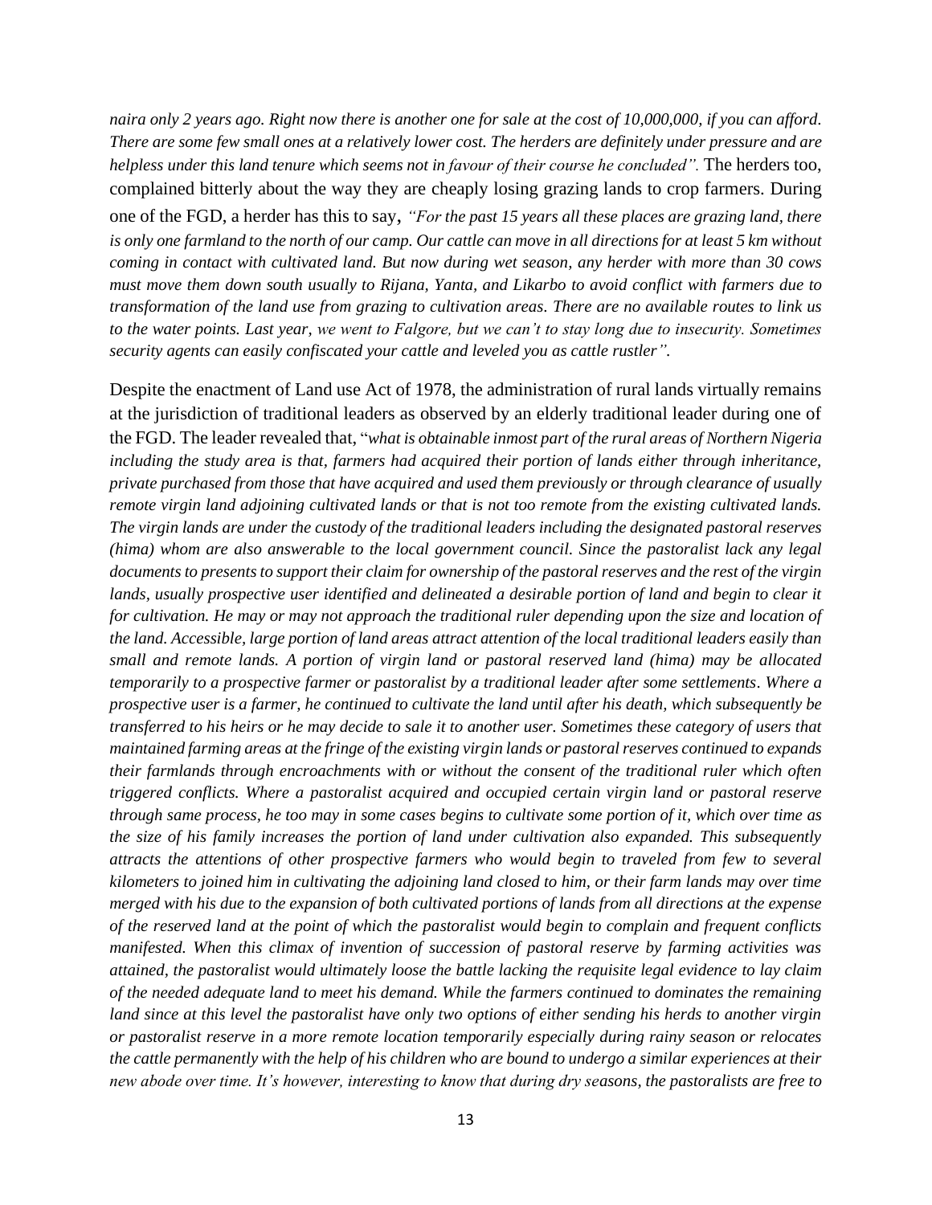*naira only 2 years ago. Right now there is another one for sale at the cost of 10,000,000, if you can afford. There are some few small ones at a relatively lower cost. The herders are definitely under pressure and are helpless under this land tenure which seems not in favour of their course he concluded".* The herders too, complained bitterly about the way they are cheaply losing grazing lands to crop farmers. During one of the FGD, a herder has this to say, *"For the past 15 years all these places are grazing land, there is only one farmland to the north of our camp. Our cattle can move in all directions for at least 5 km without coming in contact with cultivated land. But now during wet season, any herder with more than 30 cows must move them down south usually to Rijana, Yanta, and Likarbo to avoid conflict with farmers due to transformation of the land use from grazing to cultivation areas. There are no available routes to link us to the water points. Last year, we went to Falgore, but we can't to stay long due to insecurity. Sometimes security agents can easily confiscated your cattle and leveled you as cattle rustler".*

Despite the enactment of Land use Act of 1978, the administration of rural lands virtually remains at the jurisdiction of traditional leaders as observed by an elderly traditional leader during one of the FGD. The leader revealed that, "*what is obtainable inmost part of the rural areas of Northern Nigeria including the study area is that, farmers had acquired their portion of lands either through inheritance, private purchased from those that have acquired and used them previously or through clearance of usually remote virgin land adjoining cultivated lands or that is not too remote from the existing cultivated lands. The virgin lands are under the custody of the traditional leaders including the designated pastoral reserves (hima) whom are also answerable to the local government council. Since the pastoralist lack any legal documents to presents to support their claim for ownership of the pastoral reserves and the rest of the virgin lands, usually prospective user identified and delineated a desirable portion of land and begin to clear it for cultivation. He may or may not approach the traditional ruler depending upon the size and location of the land. Accessible, large portion of land areas attract attention of the local traditional leaders easily than small and remote lands. A portion of virgin land or pastoral reserved land (hima) may be allocated temporarily to a prospective farmer or pastoralist by a traditional leader after some settlements. Where a prospective user is a farmer, he continued to cultivate the land until after his death, which subsequently be transferred to his heirs or he may decide to sale it to another user. Sometimes these category of users that maintained farming areas at the fringe of the existing virgin lands or pastoral reserves continued to expands their farmlands through encroachments with or without the consent of the traditional ruler which often triggered conflicts. Where a pastoralist acquired and occupied certain virgin land or pastoral reserve through same process, he too may in some cases begins to cultivate some portion of it, which over time as the size of his family increases the portion of land under cultivation also expanded. This subsequently attracts the attentions of other prospective farmers who would begin to traveled from few to several kilometers to joined him in cultivating the adjoining land closed to him, or their farm lands may over time merged with his due to the expansion of both cultivated portions of lands from all directions at the expense of the reserved land at the point of which the pastoralist would begin to complain and frequent conflicts manifested. When this climax of invention of succession of pastoral reserve by farming activities was attained, the pastoralist would ultimately loose the battle lacking the requisite legal evidence to lay claim of the needed adequate land to meet his demand. While the farmers continued to dominates the remaining land since at this level the pastoralist have only two options of either sending his herds to another virgin or pastoralist reserve in a more remote location temporarily especially during rainy season or relocates the cattle permanently with the help of his children who are bound to undergo a similar experiences at their new abode over time. It's however, interesting to know that during dry seasons, the pastoralists are free to*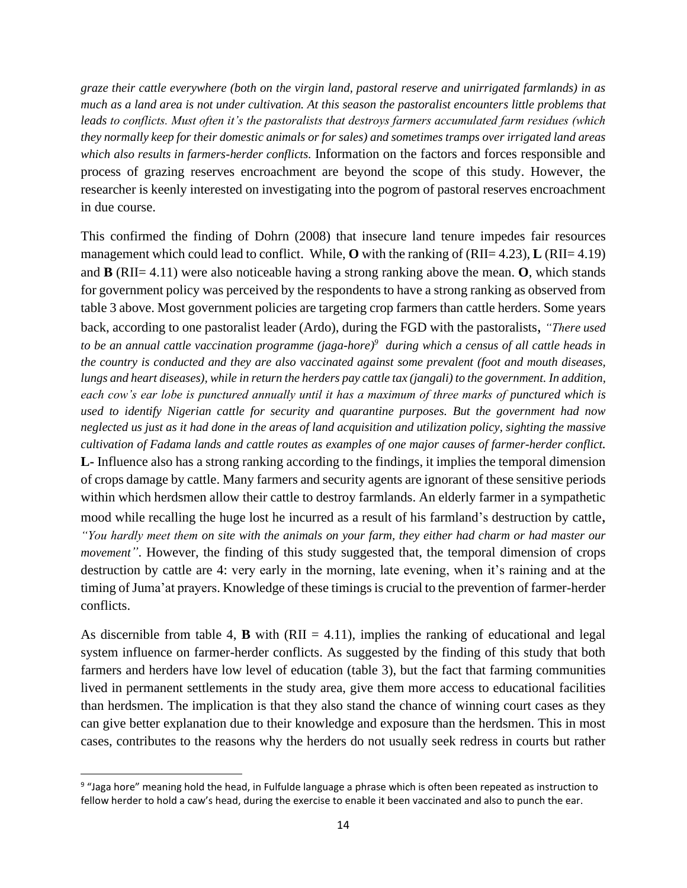*graze their cattle everywhere (both on the virgin land, pastoral reserve and unirrigated farmlands) in as much as a land area is not under cultivation. At this season the pastoralist encounters little problems that leads to conflicts. Must often it's the pastoralists that destroys farmers accumulated farm residues (which they normally keep for their domestic animals or for sales) and sometimes tramps over irrigated land areas which also results in farmers-herder conflicts.* Information on the factors and forces responsible and process of grazing reserves encroachment are beyond the scope of this study. However, the researcher is keenly interested on investigating into the pogrom of pastoral reserves encroachment in due course.

This confirmed the finding of Dohrn (2008) that insecure land tenure impedes fair resources management which could lead to conflict. While, **O** with the ranking of (RII= 4.23), **L** (RII= 4.19) and **B** (RII= 4.11) were also noticeable having a strong ranking above the mean. **O**, which stands for government policy was perceived by the respondents to have a strong ranking as observed from table 3 above. Most government policies are targeting crop farmers than cattle herders. Some years back, according to one pastoralist leader (Ardo), during the FGD with the pastoralists, *"There used to be an annual cattle vaccination programme (jaga-hore)*[9] *during which a census of all cattle heads in the country is conducted and they are also vaccinated against some prevalent (foot and mouth diseases, lungs and heart diseases), while in return the herders pay cattle tax (jangali) to the government. In addition, each cow's ear lobe is punctured annually until it has a maximum of three marks of punctured which is used to identify Nigerian cattle for security and quarantine purposes. But the government had now neglected us just as it had done in the areas of land acquisition and utilization policy, sighting the massive cultivation of Fadama lands and cattle routes as examples of one major causes of farmer-herder conflict.* **L-** Influence also has a strong ranking according to the findings, it implies the temporal dimension of crops damage by cattle. Many farmers and security agents are ignorant of these sensitive periods within which herdsmen allow their cattle to destroy farmlands. An elderly farmer in a sympathetic mood while recalling the huge lost he incurred as a result of his farmland's destruction by cattle, *"You hardly meet them on site with the animals on your farm, they either had charm or had master our movement"*. However, the finding of this study suggested that, the temporal dimension of crops destruction by cattle are 4: very early in the morning, late evening, when it's raining and at the timing of Juma'at prayers. Knowledge of these timings is crucial to the prevention of farmer-herder conflicts.

As discernible from table 4, **B** with (RII = 4.11), implies the ranking of educational and legal system influence on farmer-herder conflicts. As suggested by the finding of this study that both farmers and herders have low level of education (table 3), but the fact that farming communities lived in permanent settlements in the study area, give them more access to educational facilities than herdsmen. The implication is that they also stand the chance of winning court cases as they can give better explanation due to their knowledge and exposure than the herdsmen. This in most cases, contributes to the reasons why the herders do not usually seek redress in courts but rather

[9] "Jaga hore" meaning hold the head, in Fulfulde language a phrase which is often been repeated as instruction to fellow herder to hold a caw's head, during the exercise to enable it been vaccinated and also to punch the ear.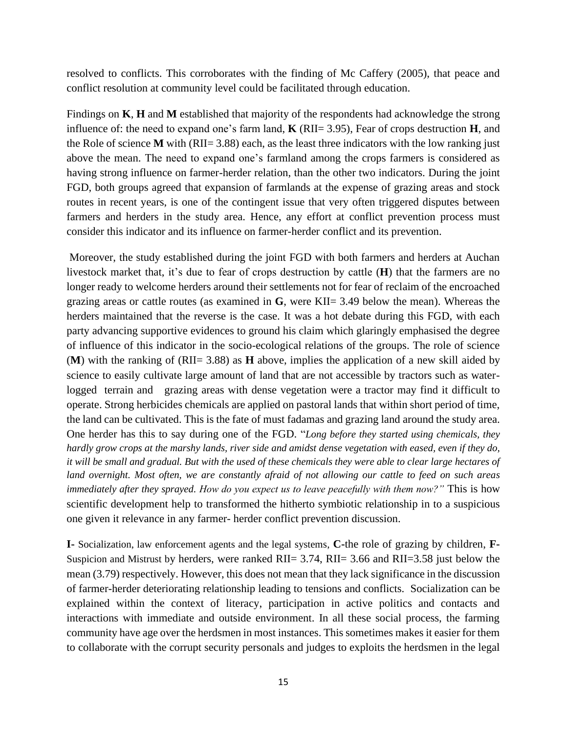resolved to conflicts. This corroborates with the finding of Mc Caffery (2005), that peace and conflict resolution at community level could be facilitated through education.

Findings on **K**, **H** and **M** established that majority of the respondents had acknowledge the strong influence of: the need to expand one's farm land, **K** (RII= 3.95), Fear of crops destruction **H**, and the Role of science **M** with (RII= 3.88) each, as the least three indicators with the low ranking just above the mean. The need to expand one's farmland among the crops farmers is considered as having strong influence on farmer-herder relation, than the other two indicators. During the joint FGD, both groups agreed that expansion of farmlands at the expense of grazing areas and stock routes in recent years, is one of the contingent issue that very often triggered disputes between farmers and herders in the study area. Hence, any effort at conflict prevention process must consider this indicator and its influence on farmer-herder conflict and its prevention.

Moreover, the study established during the joint FGD with both farmers and herders at Auchan livestock market that, it's due to fear of crops destruction by cattle (**H**) that the farmers are no longer ready to welcome herders around their settlements not for fear of reclaim of the encroached grazing areas or cattle routes (as examined in **G**, were KII= 3.49 below the mean). Whereas the herders maintained that the reverse is the case. It was a hot debate during this FGD, with each party advancing supportive evidences to ground his claim which glaringly emphasised the degree of influence of this indicator in the socio-ecological relations of the groups. The role of science (**M**) with the ranking of (RII= 3.88) as **H** above, implies the application of a new skill aided by science to easily cultivate large amount of land that are not accessible by tractors such as water-logged terrain and grazing areas with dense vegetation were a tractor may find it difficult to operate. Strong herbicides chemicals are applied on pastoral lands that within short period of time, the land can be cultivated. This is the fate of must fadamas and grazing land around the study area. One herder has this to say during one of the FGD. "*Long before they started using chemicals, they hardly grow crops at the marshy lands, river side and amidst dense vegetation with eased, even if they do, it will be small and gradual. But with the used of these chemicals they were able to clear large hectares of land overnight. Most often, we are constantly afraid of not allowing our cattle to feed on such areas immediately after they sprayed. How do you expect us to leave peacefully with them now?"* This is how scientific development help to transformed the hitherto symbiotic relationship in to a suspicious one given it relevance in any farmer- herder conflict prevention discussion.

**I-** Socialization, law enforcement agents and the legal systems, **C-**the role of grazing by children, **F-** Suspicion and Mistrust by herders, were ranked RII= 3.74, RII= 3.66 and RII=3.58 just below the mean (3.79) respectively. However, this does not mean that they lack significance in the discussion of farmer-herder deteriorating relationship leading to tensions and conflicts. Socialization can be explained within the context of literacy, participation in active politics and contacts and interactions with immediate and outside environment. In all these social process, the farming community have age over the herdsmen in most instances. This sometimes makes it easier for them to collaborate with the corrupt security personals and judges to exploits the herdsmen in the legal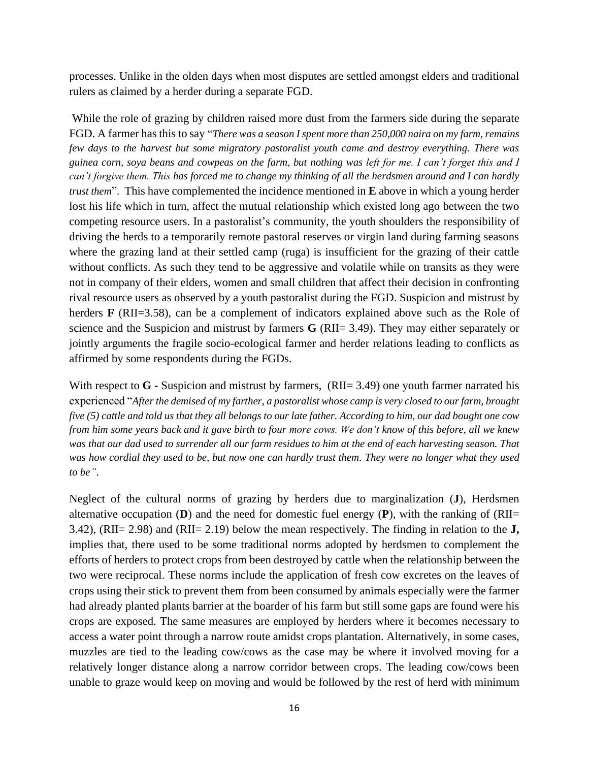processes. Unlike in the olden days when most disputes are settled amongst elders and traditional rulers as claimed by a herder during a separate FGD.

While the role of grazing by children raised more dust from the farmers side during the separate FGD. A farmer has this to say "*There was a season I spent more than 250,000 naira on my farm, remains few days to the harvest but some migratory pastoralist youth came and destroy everything. There was guinea corn, soya beans and cowpeas on the farm, but nothing was left for me. I can't forget this and I can't forgive them. This has forced me to change my thinking of all the herdsmen around and I can hardly trust them*". This have complemented the incidence mentioned in **E** above in which a young herder lost his life which in turn, affect the mutual relationship which existed long ago between the two competing resource users. In a pastoralist's community, the youth shoulders the responsibility of driving the herds to a temporarily remote pastoral reserves or virgin land during farming seasons where the grazing land at their settled camp (ruga) is insufficient for the grazing of their cattle without conflicts. As such they tend to be aggressive and volatile while on transits as they were not in company of their elders, women and small children that affect their decision in confronting rival resource users as observed by a youth pastoralist during the FGD. Suspicion and mistrust by herders **F** (RII=3.58), can be a complement of indicators explained above such as the Role of science and the Suspicion and mistrust by farmers **G** (RII= 3.49). They may either separately or jointly arguments the fragile socio-ecological farmer and herder relations leading to conflicts as affirmed by some respondents during the FGDs.

With respect to **G -** Suspicion and mistrust by farmers, (RII= 3.49) one youth farmer narrated his experienced "*After the demised of my farther, a pastoralist whose camp is very closed to our farm, brought five (5) cattle and told us that they all belongs to our late father. According to him, our dad bought one cow from him some years back and it gave birth to four more cows. We don't know of this before, all we knew was that our dad used to surrender all our farm residues to him at the end of each harvesting season. That was how cordial they used to be, but now one can hardly trust them. They were no longer what they used to be"*.

Neglect of the cultural norms of grazing by herders due to marginalization (**J**), Herdsmen alternative occupation (**D**) and the need for domestic fuel energy (**P**), with the ranking of (RII= 3.42), (RII= 2.98) and (RII= 2.19) below the mean respectively. The finding in relation to the **J,** implies that, there used to be some traditional norms adopted by herdsmen to complement the efforts of herders to protect crops from been destroyed by cattle when the relationship between the two were reciprocal. These norms include the application of fresh cow excretes on the leaves of crops using their stick to prevent them from been consumed by animals especially were the farmer had already planted plants barrier at the boarder of his farm but still some gaps are found were his crops are exposed. The same measures are employed by herders where it becomes necessary to access a water point through a narrow route amidst crops plantation. Alternatively, in some cases, muzzles are tied to the leading cow/cows as the case may be where it involved moving for a relatively longer distance along a narrow corridor between crops. The leading cow/cows been unable to graze would keep on moving and would be followed by the rest of herd with minimum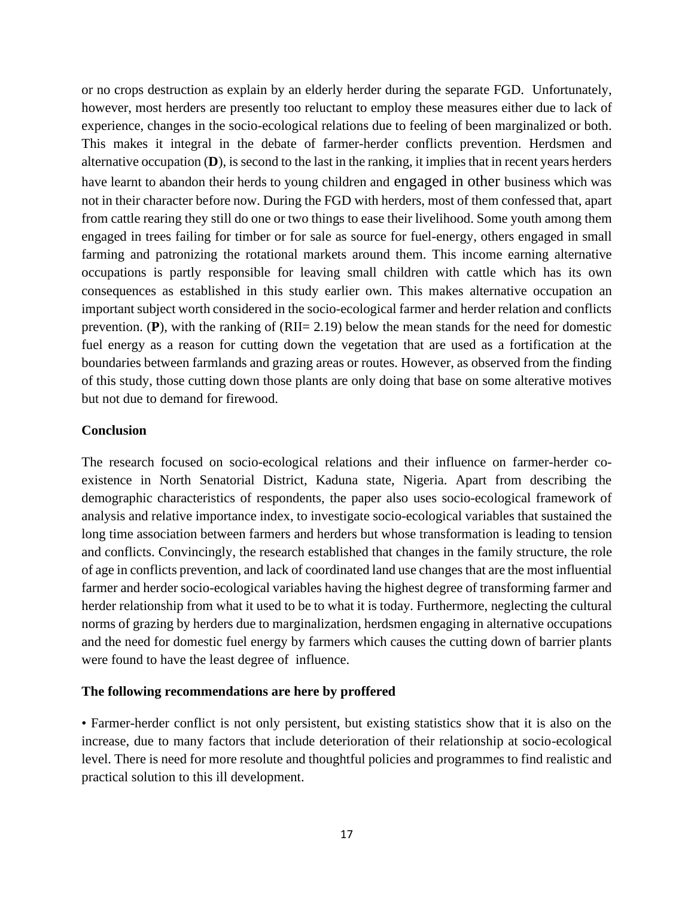or no crops destruction as explain by an elderly herder during the separate FGD. Unfortunately, however, most herders are presently too reluctant to employ these measures either due to lack of experience, changes in the socio-ecological relations due to feeling of been marginalized or both. This makes it integral in the debate of farmer-herder conflicts prevention. Herdsmen and alternative occupation (**D**), is second to the last in the ranking, it implies that in recent years herders have learnt to abandon their herds to young children and engaged in other business which was not in their character before now. During the FGD with herders, most of them confessed that, apart from cattle rearing they still do one or two things to ease their livelihood. Some youth among them engaged in trees failing for timber or for sale as source for fuel-energy, others engaged in small farming and patronizing the rotational markets around them. This income earning alternative occupations is partly responsible for leaving small children with cattle which has its own consequences as established in this study earlier own. This makes alternative occupation an important subject worth considered in the socio-ecological farmer and herder relation and conflicts prevention. (**P**), with the ranking of (RII= 2.19) below the mean stands for the need for domestic fuel energy as a reason for cutting down the vegetation that are used as a fortification at the boundaries between farmlands and grazing areas or routes. However, as observed from the finding of this study, those cutting down those plants are only doing that base on some alterative motives but not due to demand for firewood.

**Conclusion**

The research focused on socio-ecological relations and their influence on farmer-herder co-existence in North Senatorial District, Kaduna state, Nigeria. Apart from describing the demographic characteristics of respondents, the paper also uses socio-ecological framework of analysis and relative importance index, to investigate socio-ecological variables that sustained the long time association between farmers and herders but whose transformation is leading to tension and conflicts. Convincingly, the research established that changes in the family structure, the role of age in conflicts prevention, and lack of coordinated land use changes that are the most influential farmer and herder socio-ecological variables having the highest degree of transforming farmer and herder relationship from what it used to be to what it is today. Furthermore, neglecting the cultural norms of grazing by herders due to marginalization, herdsmen engaging in alternative occupations and the need for domestic fuel energy by farmers which causes the cutting down of barrier plants were found to have the least degree of influence.

**The following recommendations are here by proffered**

• Farmer-herder conflict is not only persistent, but existing statistics show that it is also on the increase, due to many factors that include deterioration of their relationship at socio-ecological level. There is need for more resolute and thoughtful policies and programmes to find realistic and practical solution to this ill development.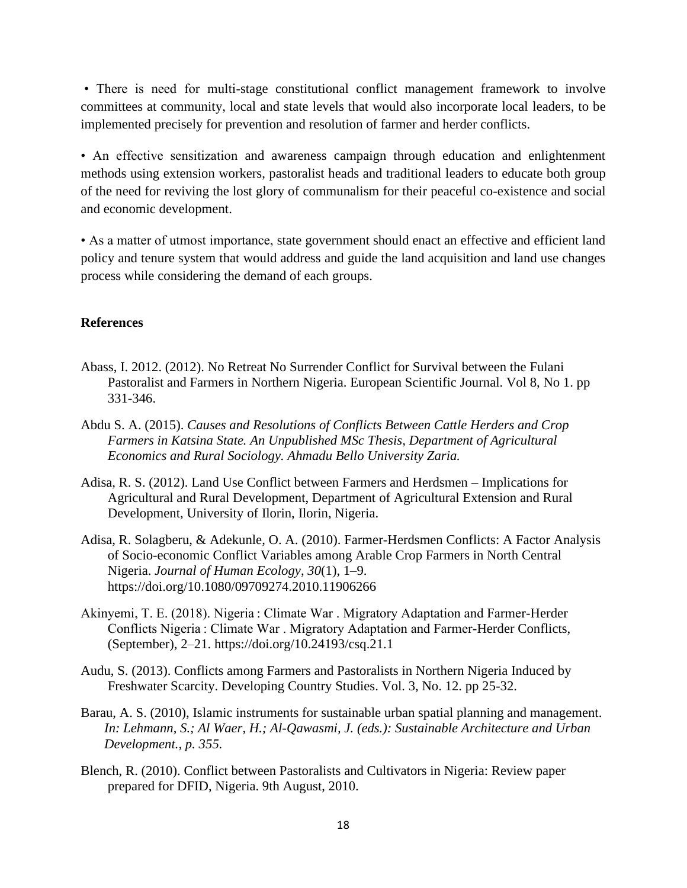- There is need for multi-stage constitutional conflict management framework to involve committees at community, local and state levels that would also incorporate local leaders, to be implemented precisely for prevention and resolution of farmer and herder conflicts.

- An effective sensitization and awareness campaign through education and enlightenment methods using extension workers, pastoralist heads and traditional leaders to educate both group of the need for reviving the lost glory of communalism for their peaceful co-existence and social and economic development.

- As a matter of utmost importance, state government should enact an effective and efficient land policy and tenure system that would address and guide the land acquisition and land use changes process while considering the demand of each groups.

**References**

Abass, I. 2012. (2012). No Retreat No Surrender Conflict for Survival between the Fulani Pastoralist and Farmers in Northern Nigeria. European Scientific Journal. Vol 8, No 1. pp 331-346.

Abdu S. A. (2015). *Causes and Resolutions of Conflicts Between Cattle Herders and Crop Farmers in Katsina State. An Unpublished MSc Thesis, Department of Agricultural Economics and Rural Sociology. Ahmadu Bello University Zaria.*

Adisa, R. S. (2012). Land Use Conflict between Farmers and Herdsmen – Implications for Agricultural and Rural Development, Department of Agricultural Extension and Rural Development, University of Ilorin, Ilorin, Nigeria.

Adisa, R. Solagberu, & Adekunle, O. A. (2010). Farmer-Herdsmen Conflicts: A Factor Analysis of Socio-economic Conflict Variables among Arable Crop Farmers in North Central Nigeria. *Journal of Human Ecology*, *30*(1), 1–9. https://doi.org/10.1080/09709274.2010.11906266

Akinyemi, T. E. (2018). Nigeria : Climate War . Migratory Adaptation and Farmer-Herder Conflicts Nigeria : Climate War . Migratory Adaptation and Farmer-Herder Conflicts, (September), 2–21. https://doi.org/10.24193/csq.21.1

Audu, S. (2013). Conflicts among Farmers and Pastoralists in Northern Nigeria Induced by Freshwater Scarcity. Developing Country Studies. Vol. 3, No. 12. pp 25-32.

Barau, A. S. (2010), Islamic instruments for sustainable urban spatial planning and management. *In: Lehmann, S.; Al Waer, H.; Al-Qawasmi, J. (eds.): Sustainable Architecture and Urban Development., p. 355.*

Blench, R. (2010). Conflict between Pastoralists and Cultivators in Nigeria: Review paper prepared for DFID, Nigeria. 9th August, 2010.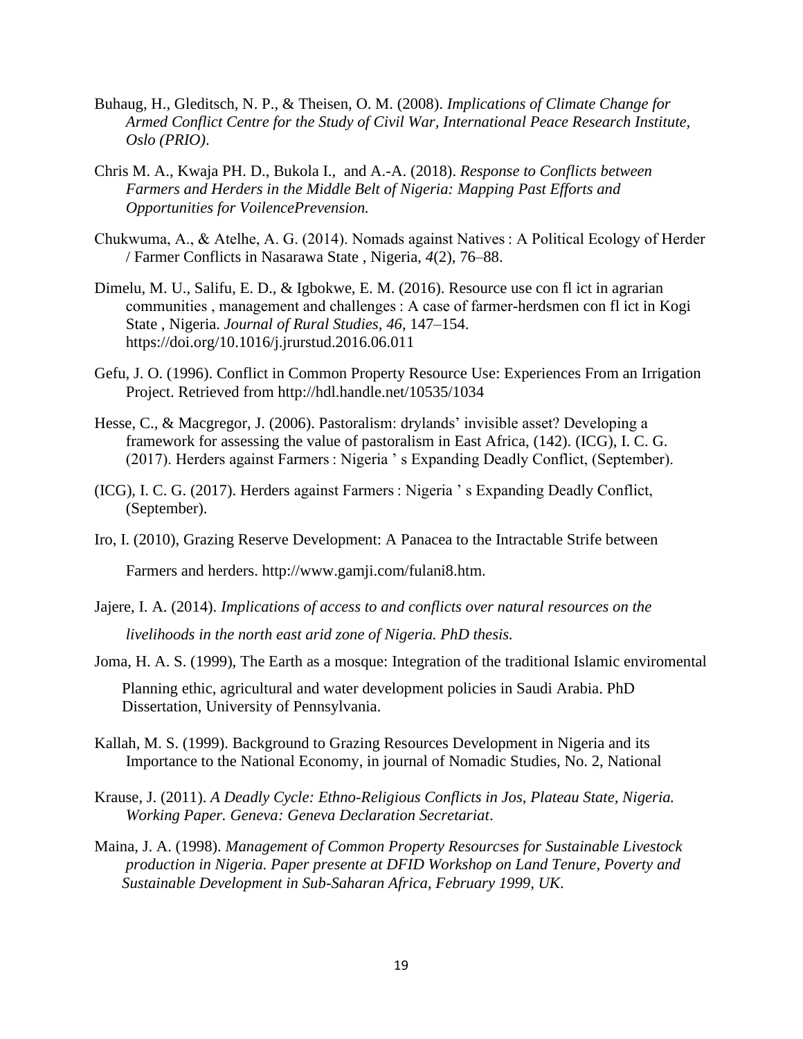Buhaug, H., Gleditsch, N. P., & Theisen, O. M. (2008). *Implications of Climate Change for Armed Conflict Centre for the Study of Civil War, International Peace Research Institute, Oslo (PRIO)*.

Chris M. A., Kwaja PH. D., Bukola I., and A.-A. (2018). *Response to Conflicts between Farmers and Herders in the Middle Belt of Nigeria: Mapping Past Efforts and Opportunities for VoilencePrevension.*

Chukwuma, A., & Atelhe, A. G. (2014). Nomads against Natives : A Political Ecology of Herder / Farmer Conflicts in Nasarawa State , Nigeria, *4*(2), 76–88.

Dimelu, M. U., Salifu, E. D., & Igbokwe, E. M. (2016). Resource use con fl ict in agrarian communities , management and challenges : A case of farmer-herdsmen con fl ict in Kogi State , Nigeria. *Journal of Rural Studies*, *46*, 147–154. https://doi.org/10.1016/j.jrurstud.2016.06.011

Gefu, J. O. (1996). Conflict in Common Property Resource Use: Experiences From an Irrigation Project. Retrieved from http://hdl.handle.net/10535/1034

Hesse, C., & Macgregor, J. (2006). Pastoralism: drylands' invisible asset? Developing a framework for assessing the value of pastoralism in East Africa, (142). (ICG), I. C. G. (2017). Herders against Farmers : Nigeria ' s Expanding Deadly Conflict, (September).

(ICG), I. C. G. (2017). Herders against Farmers : Nigeria ' s Expanding Deadly Conflict, (September).

Iro, I. (2010), Grazing Reserve Development: A Panacea to the Intractable Strife between Farmers and herders. http://www.gamji.com/fulani8.htm.

Jajere, I. A. (2014). *Implications of access to and conflicts over natural resources on the livelihoods in the north east arid zone of Nigeria. PhD thesis.*

Joma, H. A. S. (1999), The Earth as a mosque: Integration of the traditional Islamic enviromental Planning ethic, agricultural and water development policies in Saudi Arabia. PhD Dissertation, University of Pennsylvania.

Kallah, M. S. (1999). Background to Grazing Resources Development in Nigeria and its Importance to the National Economy, in journal of Nomadic Studies, No. 2, National

Krause, J. (2011). *A Deadly Cycle: Ethno-Religious Conflicts in Jos, Plateau State, Nigeria. Working Paper. Geneva: Geneva Declaration Secretariat*.

Maina, J. A. (1998). *Management of Common Property Resourcses for Sustainable Livestock production in Nigeria. Paper presente at DFID Workshop on Land Tenure, Poverty and Sustainable Development in Sub-Saharan Africa, February 1999, UK*.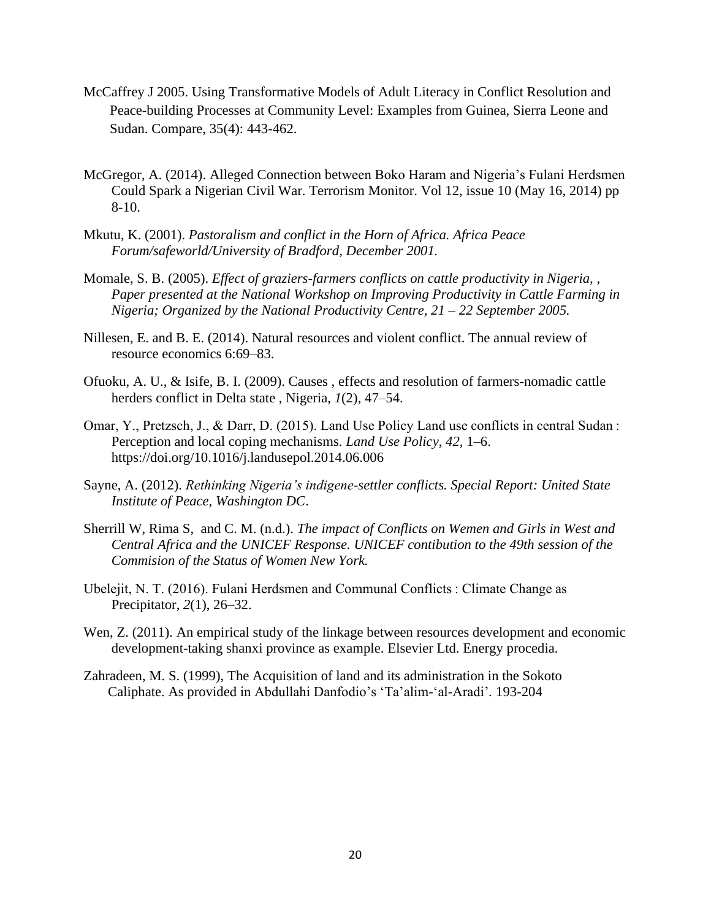McCaffrey J 2005. Using Transformative Models of Adult Literacy in Conflict Resolution and Peace-building Processes at Community Level: Examples from Guinea, Sierra Leone and Sudan. Compare, 35(4): 443-462.

McGregor, A. (2014). Alleged Connection between Boko Haram and Nigeria's Fulani Herdsmen Could Spark a Nigerian Civil War. Terrorism Monitor. Vol 12, issue 10 (May 16, 2014) pp 8-10.

Mkutu, K. (2001). *Pastoralism and conflict in the Horn of Africa. Africa Peace Forum/safeworld/University of Bradford, December 2001.*

Momale, S. B. (2005). *Effect of graziers-farmers conflicts on cattle productivity in Nigeria, , Paper presented at the National Workshop on Improving Productivity in Cattle Farming in Nigeria; Organized by the National Productivity Centre, 21 – 22 September 2005.*

Nillesen, E. and B. E. (2014). Natural resources and violent conflict. The annual review of resource economics 6:69–83.

Ofuoku, A. U., & Isife, B. I. (2009). Causes , effects and resolution of farmers-nomadic cattle herders conflict in Delta state , Nigeria, *1*(2), 47–54.

Omar, Y., Pretzsch, J., & Darr, D. (2015). Land Use Policy Land use conflicts in central Sudan : Perception and local coping mechanisms. *Land Use Policy*, *42*, 1–6. https://doi.org/10.1016/j.landusepol.2014.06.006

Sayne, A. (2012). *Rethinking Nigeria's indigene-settler conflicts. Special Report: United State Institute of Peace, Washington DC*.

Sherrill W, Rima S, and C. M. (n.d.). *The impact of Conflicts on Wemen and Girls in West and Central Africa and the UNICEF Response. UNICEF contibution to the 49th session of the Commision of the Status of Women New York.*

Ubelejit, N. T. (2016). Fulani Herdsmen and Communal Conflicts : Climate Change as Precipitator, *2*(1), 26–32.

Wen, Z. (2011). An empirical study of the linkage between resources development and economic development-taking shanxi province as example. Elsevier Ltd. Energy procedia.

Zahradeen, M. S. (1999), The Acquisition of land and its administration in the Sokoto Caliphate. As provided in Abdullahi Danfodio's 'Ta'alim-'al-Aradi'. 193-204